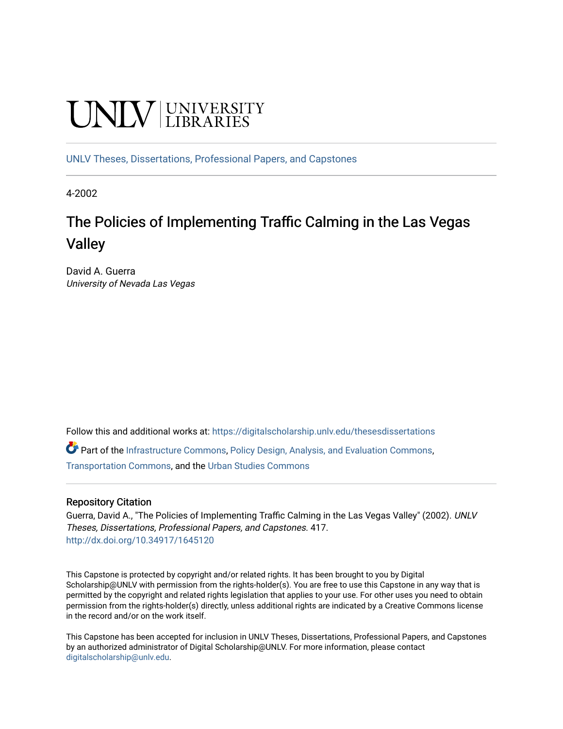UNLV | UNIVERSITY LIBRARIES

UNLV Theses, Dissertations, Professional Papers, and Capstones

4-2002

# The Policies of Implementing Traffic Calming in the Las Vegas Valley

David A. Guerra
*University of Nevada Las Vegas*

Follow this and additional works at: https://digitalscholarship.unlv.edu/thesesdissertations

Part of the Infrastructure Commons, Policy Design, Analysis, and Evaluation Commons, Transportation Commons, and the Urban Studies Commons

## Repository Citation

Guerra, David A., "The Policies of Implementing Traffic Calming in the Las Vegas Valley" (2002). *UNLV Theses, Dissertations, Professional Papers, and Capstones*. 417.
http://dx.doi.org/10.34917/1645120

This Capstone is protected by copyright and/or related rights. It has been brought to you by Digital Scholarship@UNLV with permission from the rights-holder(s). You are free to use this Capstone in any way that is permitted by the copyright and related rights legislation that applies to your use. For other uses you need to obtain permission from the rights-holder(s) directly, unless additional rights are indicated by a Creative Commons license in the record and/or on the work itself.

This Capstone has been accepted for inclusion in UNLV Theses, Dissertations, Professional Papers, and Capstones by an authorized administrator of Digital Scholarship@UNLV. For more information, please contact digitalscholarship@unlv.edu.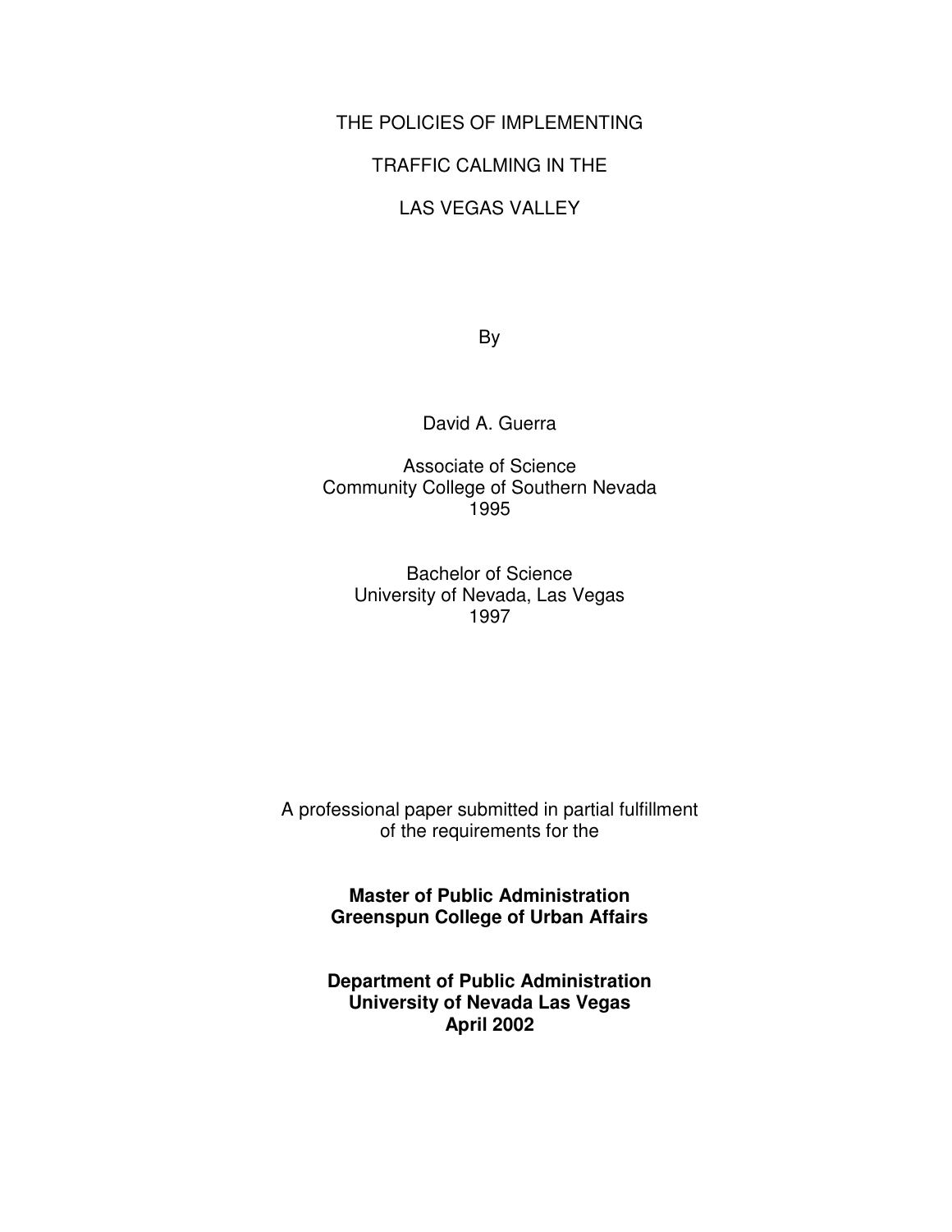# THE POLICIES OF IMPLEMENTING TRAFFIC CALMING IN THE LAS VEGAS VALLEY

By

David A. Guerra

Associate of Science
Community College of Southern Nevada
1995

Bachelor of Science
University of Nevada, Las Vegas
1997

A professional paper submitted in partial fulfillment of the requirements for the

**Master of Public Administration**
**Greenspun College of Urban Affairs**

**Department of Public Administration**
**University of Nevada Las Vegas**
**April 2002**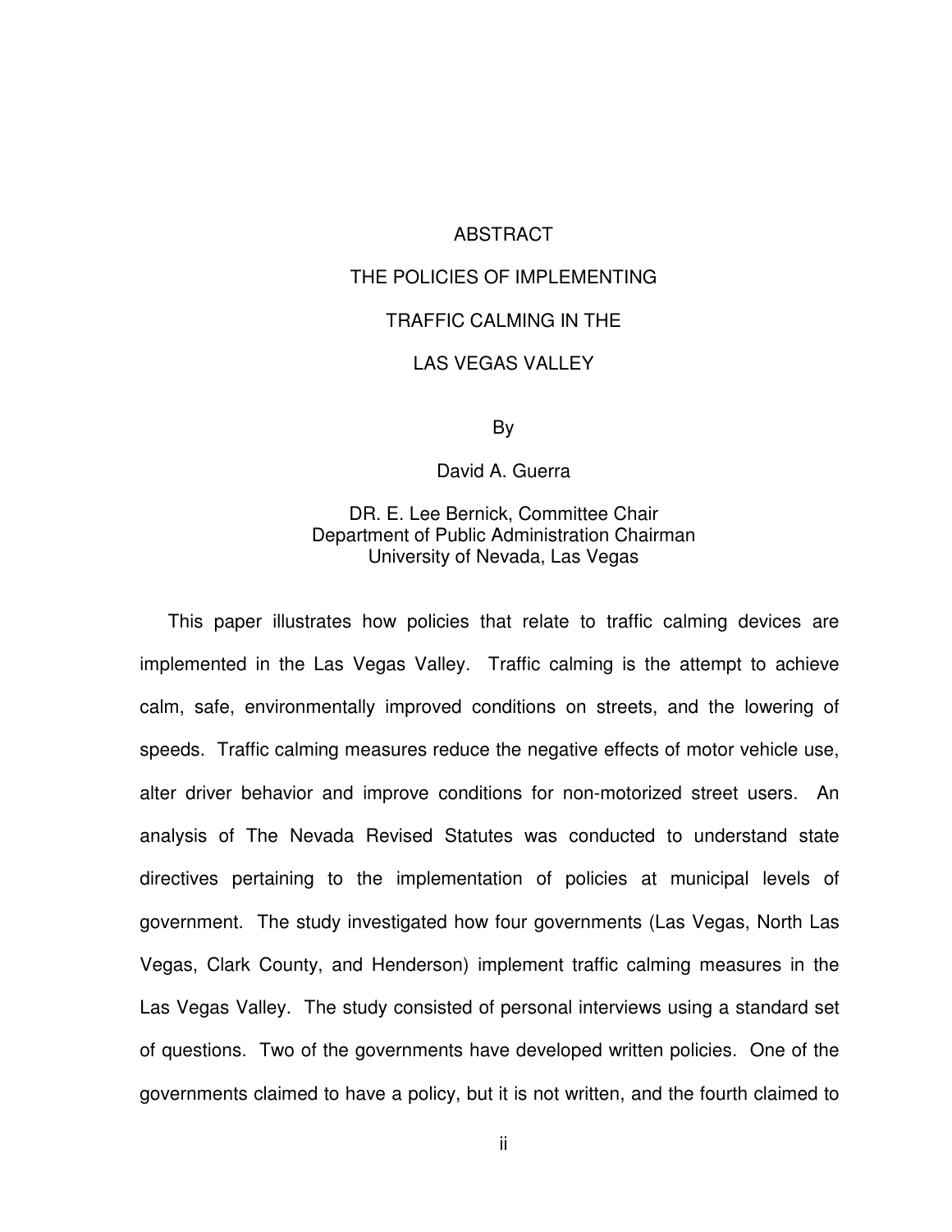# ABSTRACT

## THE POLICIES OF IMPLEMENTING TRAFFIC CALMING IN THE LAS VEGAS VALLEY

By

David A. Guerra

DR. E. Lee Bernick, Committee Chair
Department of Public Administration Chairman
University of Nevada, Las Vegas

This paper illustrates how policies that relate to traffic calming devices are implemented in the Las Vegas Valley. Traffic calming is the attempt to achieve calm, safe, environmentally improved conditions on streets, and the lowering of speeds. Traffic calming measures reduce the negative effects of motor vehicle use, alter driver behavior and improve conditions for non-motorized street users. An analysis of The Nevada Revised Statutes was conducted to understand state directives pertaining to the implementation of policies at municipal levels of government. The study investigated how four governments (Las Vegas, North Las Vegas, Clark County, and Henderson) implement traffic calming measures in the Las Vegas Valley. The study consisted of personal interviews using a standard set of questions. Two of the governments have developed written policies. One of the governments claimed to have a policy, but it is not written, and the fourth claimed to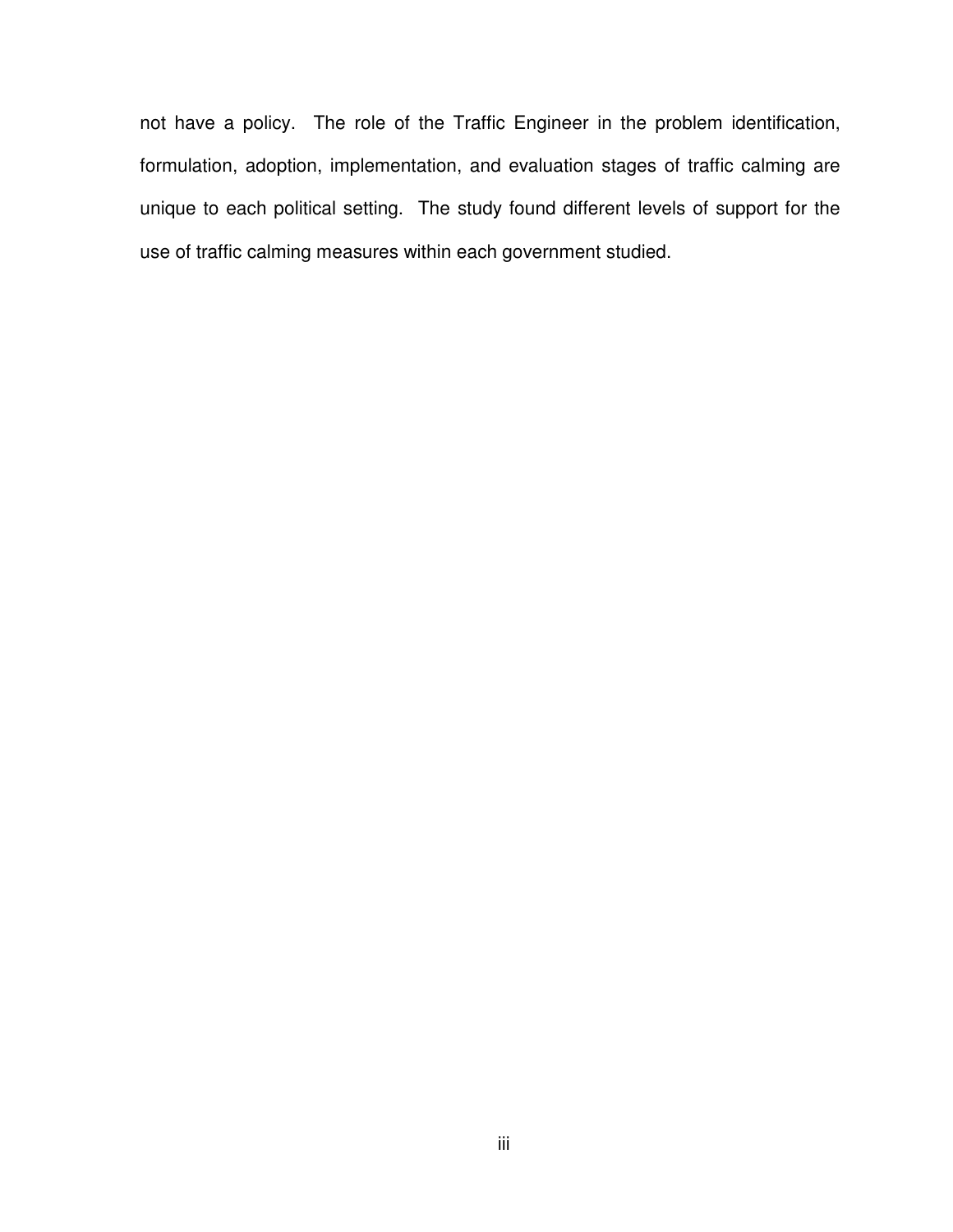not have a policy. The role of the Traffic Engineer in the problem identification, formulation, adoption, implementation, and evaluation stages of traffic calming are unique to each political setting. The study found different levels of support for the use of traffic calming measures within each government studied.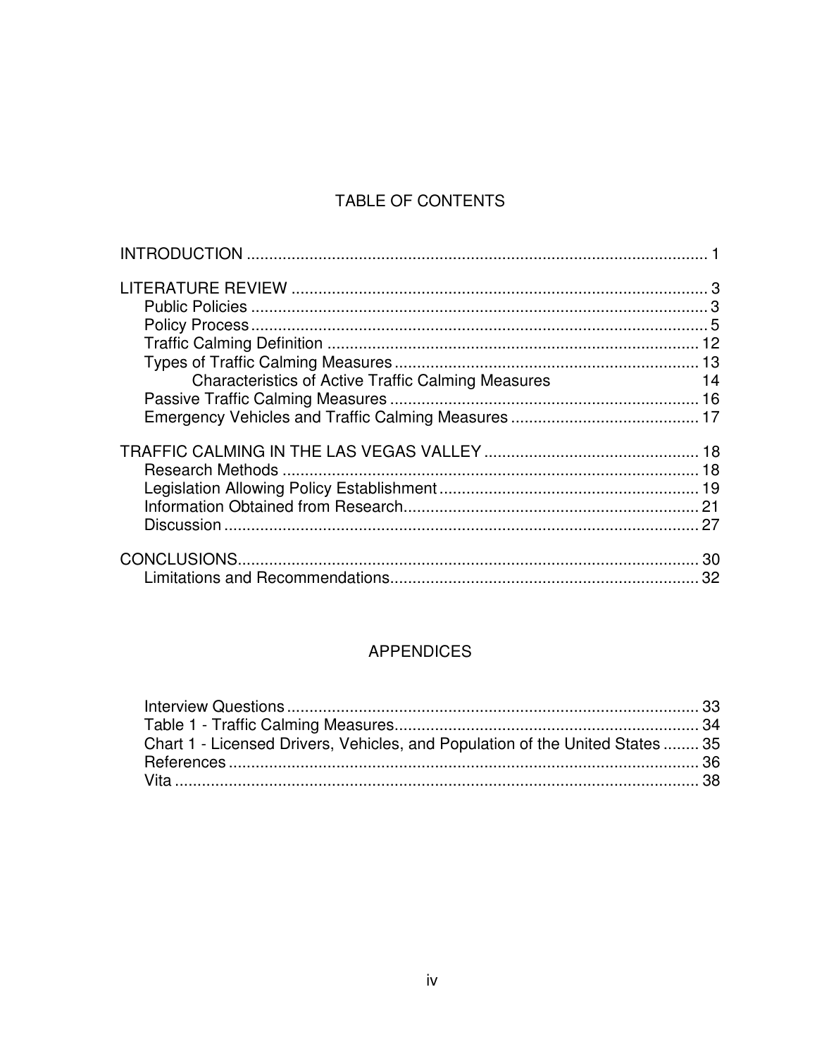# TABLE OF CONTENTS

INTRODUCTION ........................................................................................................ 1

LITERATURE REVIEW ............................................................................................ 3
- Public Policies ...................................................................................................... 3
- Policy Process ...................................................................................................... 5
- Traffic Calming Definition .................................................................................. 12
- Types of Traffic Calming Measures .................................................................... 13
  - Characteristics of Active Traffic Calming Measures 14
- Passive Traffic Calming Measures ..................................................................... 16
- Emergency Vehicles and Traffic Calming Measures .......................................... 17

TRAFFIC CALMING IN THE LAS VEGAS VALLEY ................................................ 18
- Research Methods ............................................................................................. 18
- Legislation Allowing Policy Establishment .......................................................... 19
- Information Obtained from Research.................................................................. 21
- Discussion .......................................................................................................... 27

CONCLUSIONS....................................................................................................... 30
- Limitations and Recommendations..................................................................... 32

## APPENDICES

- Interview Questions ............................................................................................ 33
- Table 1 - Traffic Calming Measures.................................................................... 34
- Chart 1 - Licensed Drivers, Vehicles, and Population of the United States ........ 35
- References ......................................................................................................... 36
- Vita ..................................................................................................................... 38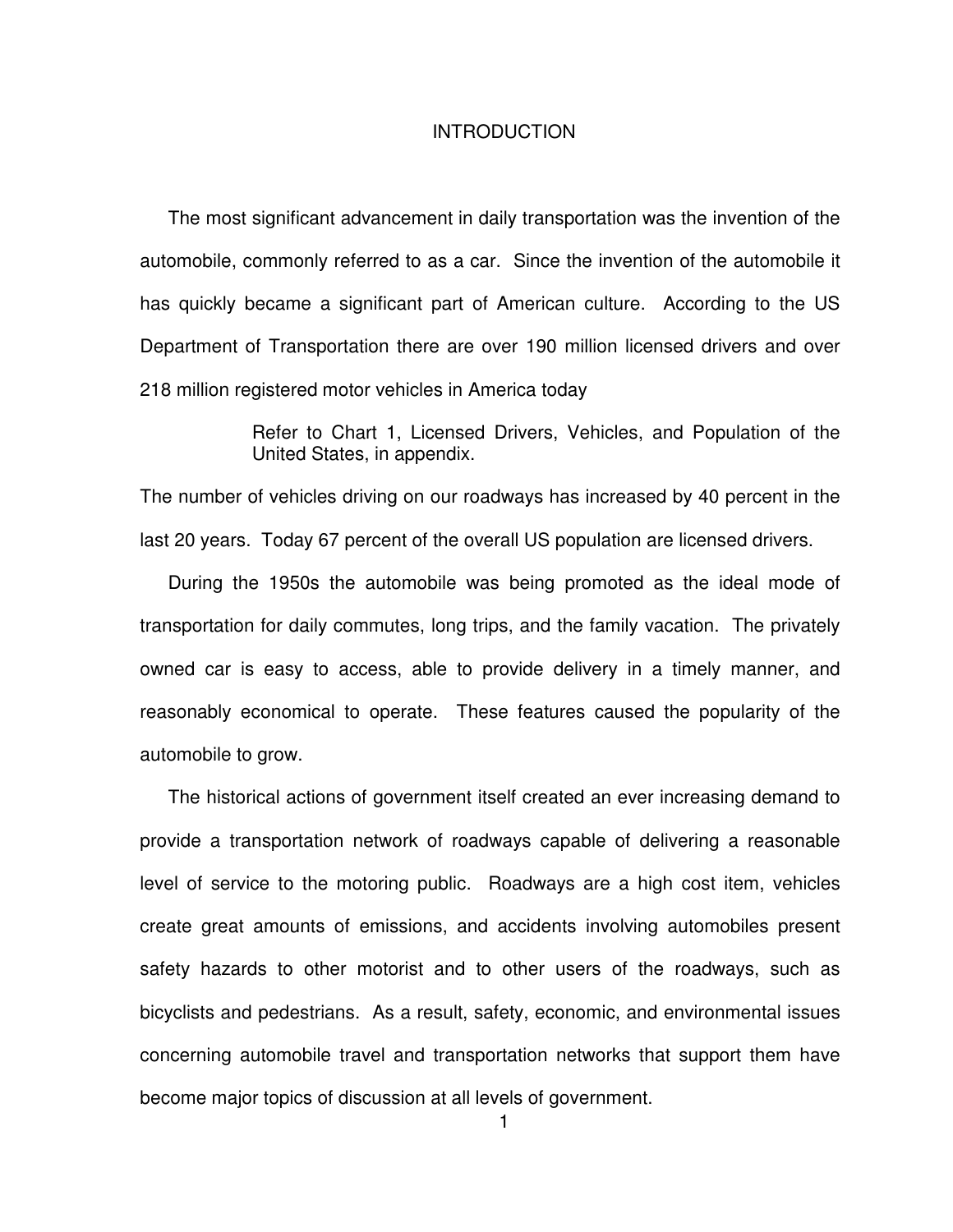# INTRODUCTION

The most significant advancement in daily transportation was the invention of the automobile, commonly referred to as a car. Since the invention of the automobile it has quickly became a significant part of American culture. According to the US Department of Transportation there are over 190 million licensed drivers and over 218 million registered motor vehicles in America today

> Refer to Chart 1, Licensed Drivers, Vehicles, and Population of the United States, in appendix.

The number of vehicles driving on our roadways has increased by 40 percent in the last 20 years. Today 67 percent of the overall US population are licensed drivers.

During the 1950s the automobile was being promoted as the ideal mode of transportation for daily commutes, long trips, and the family vacation. The privately owned car is easy to access, able to provide delivery in a timely manner, and reasonably economical to operate. These features caused the popularity of the automobile to grow.

The historical actions of government itself created an ever increasing demand to provide a transportation network of roadways capable of delivering a reasonable level of service to the motoring public. Roadways are a high cost item, vehicles create great amounts of emissions, and accidents involving automobiles present safety hazards to other motorist and to other users of the roadways, such as bicyclists and pedestrians. As a result, safety, economic, and environmental issues concerning automobile travel and transportation networks that support them have become major topics of discussion at all levels of government.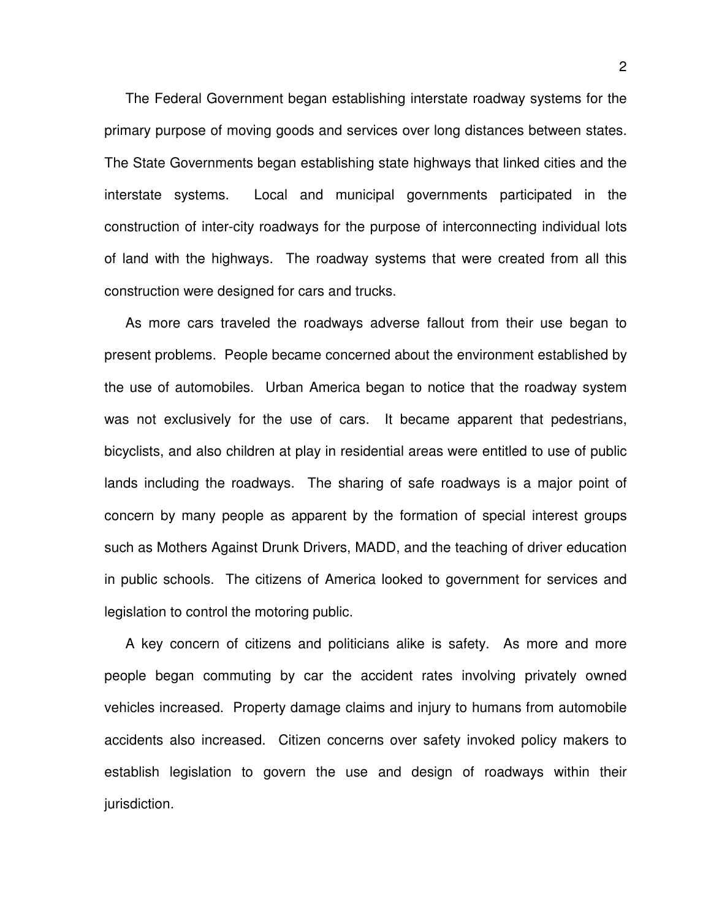The Federal Government began establishing interstate roadway systems for the primary purpose of moving goods and services over long distances between states. The State Governments began establishing state highways that linked cities and the interstate systems. Local and municipal governments participated in the construction of inter-city roadways for the purpose of interconnecting individual lots of land with the highways. The roadway systems that were created from all this construction were designed for cars and trucks.

As more cars traveled the roadways adverse fallout from their use began to present problems. People became concerned about the environment established by the use of automobiles. Urban America began to notice that the roadway system was not exclusively for the use of cars. It became apparent that pedestrians, bicyclists, and also children at play in residential areas were entitled to use of public lands including the roadways. The sharing of safe roadways is a major point of concern by many people as apparent by the formation of special interest groups such as Mothers Against Drunk Drivers, MADD, and the teaching of driver education in public schools. The citizens of America looked to government for services and legislation to control the motoring public.

A key concern of citizens and politicians alike is safety. As more and more people began commuting by car the accident rates involving privately owned vehicles increased. Property damage claims and injury to humans from automobile accidents also increased. Citizen concerns over safety invoked policy makers to establish legislation to govern the use and design of roadways within their jurisdiction.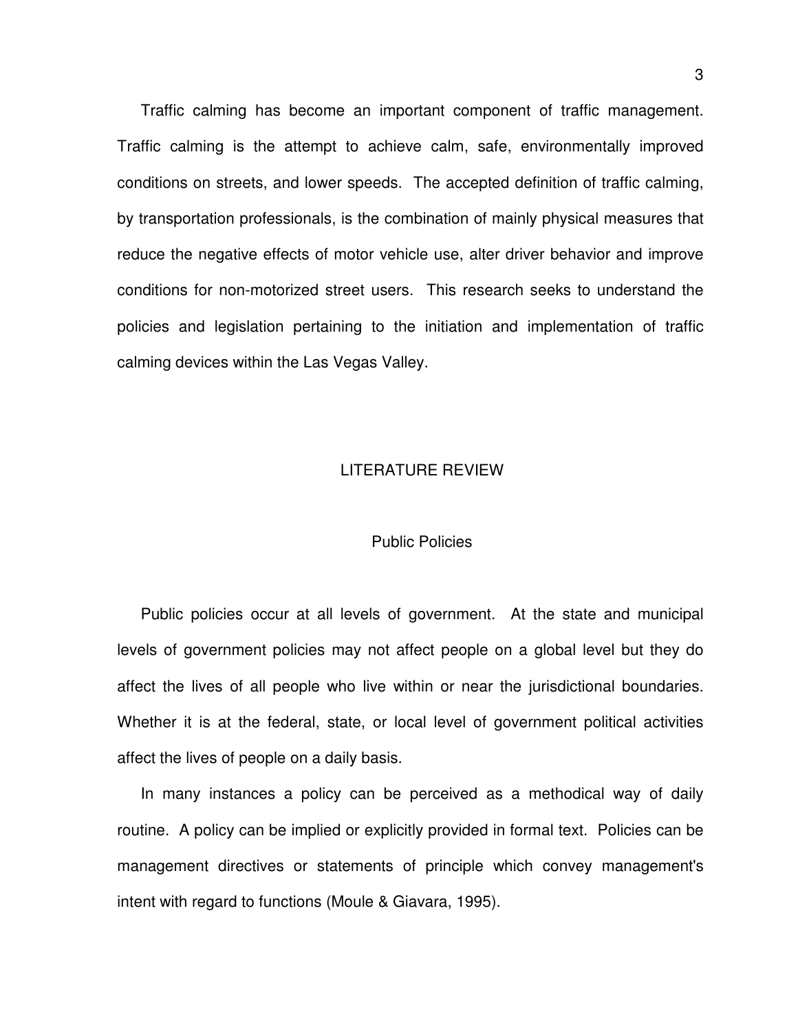Traffic calming has become an important component of traffic management. Traffic calming is the attempt to achieve calm, safe, environmentally improved conditions on streets, and lower speeds. The accepted definition of traffic calming, by transportation professionals, is the combination of mainly physical measures that reduce the negative effects of motor vehicle use, alter driver behavior and improve conditions for non-motorized street users. This research seeks to understand the policies and legislation pertaining to the initiation and implementation of traffic calming devices within the Las Vegas Valley.

# LITERATURE REVIEW

## Public Policies

Public policies occur at all levels of government. At the state and municipal levels of government policies may not affect people on a global level but they do affect the lives of all people who live within or near the jurisdictional boundaries. Whether it is at the federal, state, or local level of government political activities affect the lives of people on a daily basis.

In many instances a policy can be perceived as a methodical way of daily routine. A policy can be implied or explicitly provided in formal text. Policies can be management directives or statements of principle which convey management's intent with regard to functions (Moule & Giavara, 1995).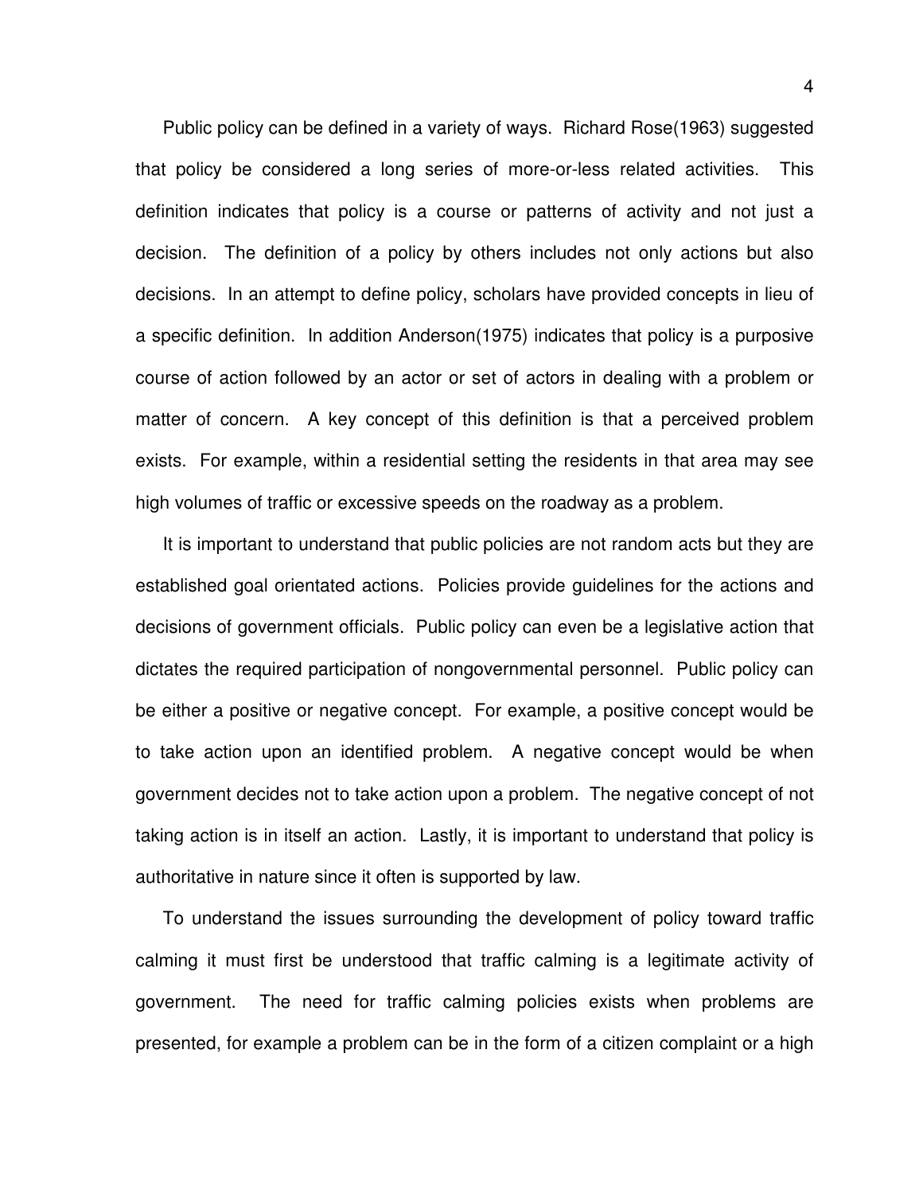Public policy can be defined in a variety of ways. Richard Rose(1963) suggested that policy be considered a long series of more-or-less related activities. This definition indicates that policy is a course or patterns of activity and not just a decision. The definition of a policy by others includes not only actions but also decisions. In an attempt to define policy, scholars have provided concepts in lieu of a specific definition. In addition Anderson(1975) indicates that policy is a purposive course of action followed by an actor or set of actors in dealing with a problem or matter of concern. A key concept of this definition is that a perceived problem exists. For example, within a residential setting the residents in that area may see high volumes of traffic or excessive speeds on the roadway as a problem.

It is important to understand that public policies are not random acts but they are established goal orientated actions. Policies provide guidelines for the actions and decisions of government officials. Public policy can even be a legislative action that dictates the required participation of nongovernmental personnel. Public policy can be either a positive or negative concept. For example, a positive concept would be to take action upon an identified problem. A negative concept would be when government decides not to take action upon a problem. The negative concept of not taking action is in itself an action. Lastly, it is important to understand that policy is authoritative in nature since it often is supported by law.

To understand the issues surrounding the development of policy toward traffic calming it must first be understood that traffic calming is a legitimate activity of government. The need for traffic calming policies exists when problems are presented, for example a problem can be in the form of a citizen complaint or a high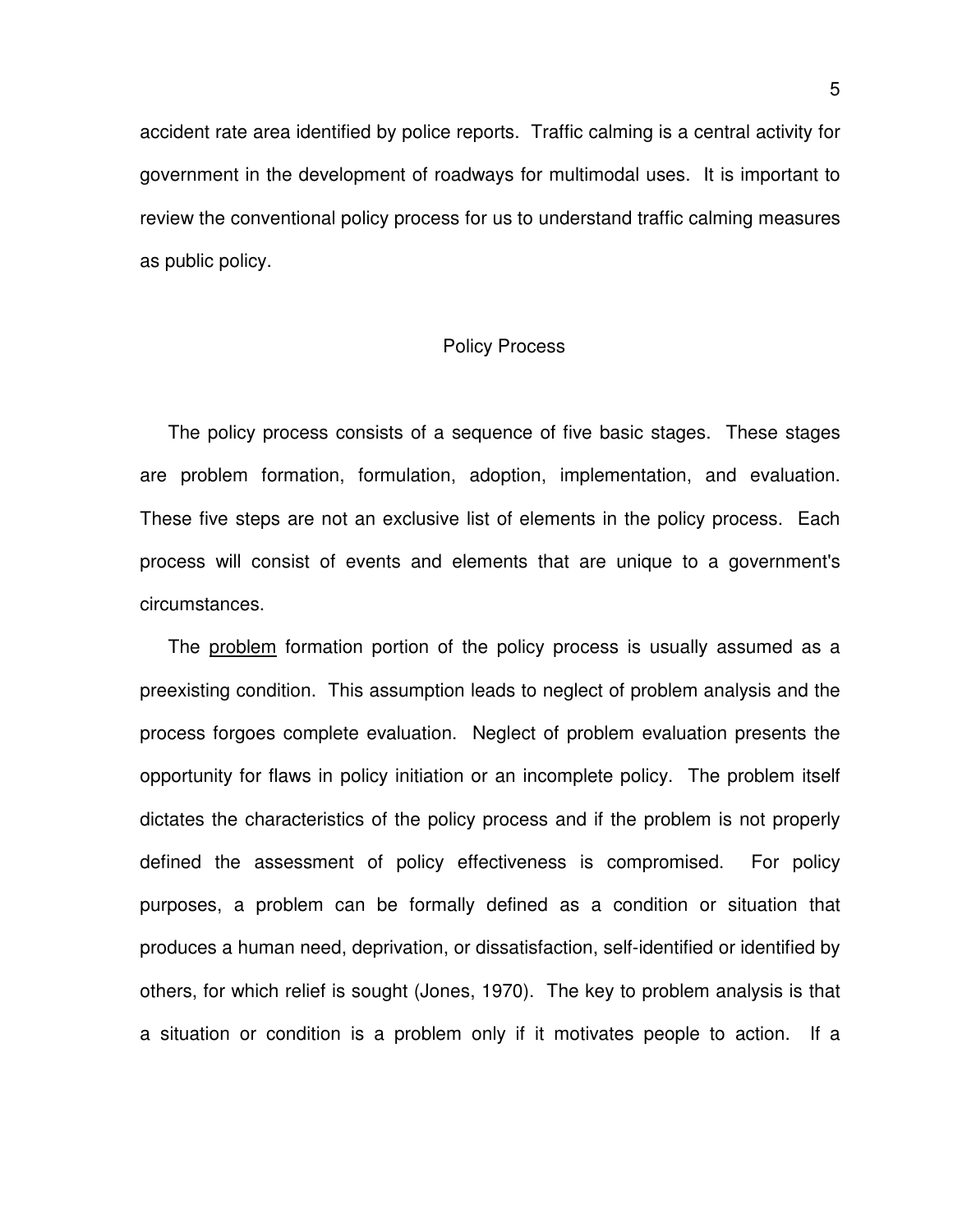accident rate area identified by police reports. Traffic calming is a central activity for government in the development of roadways for multimodal uses. It is important to review the conventional policy process for us to understand traffic calming measures as public policy.

## Policy Process

The policy process consists of a sequence of five basic stages. These stages are problem formation, formulation, adoption, implementation, and evaluation. These five steps are not an exclusive list of elements in the policy process. Each process will consist of events and elements that are unique to a government's circumstances.

The <u>problem</u> formation portion of the policy process is usually assumed as a preexisting condition. This assumption leads to neglect of problem analysis and the process forgoes complete evaluation. Neglect of problem evaluation presents the opportunity for flaws in policy initiation or an incomplete policy. The problem itself dictates the characteristics of the policy process and if the problem is not properly defined the assessment of policy effectiveness is compromised. For policy purposes, a problem can be formally defined as a condition or situation that produces a human need, deprivation, or dissatisfaction, self-identified or identified by others, for which relief is sought (Jones, 1970). The key to problem analysis is that a situation or condition is a problem only if it motivates people to action. If a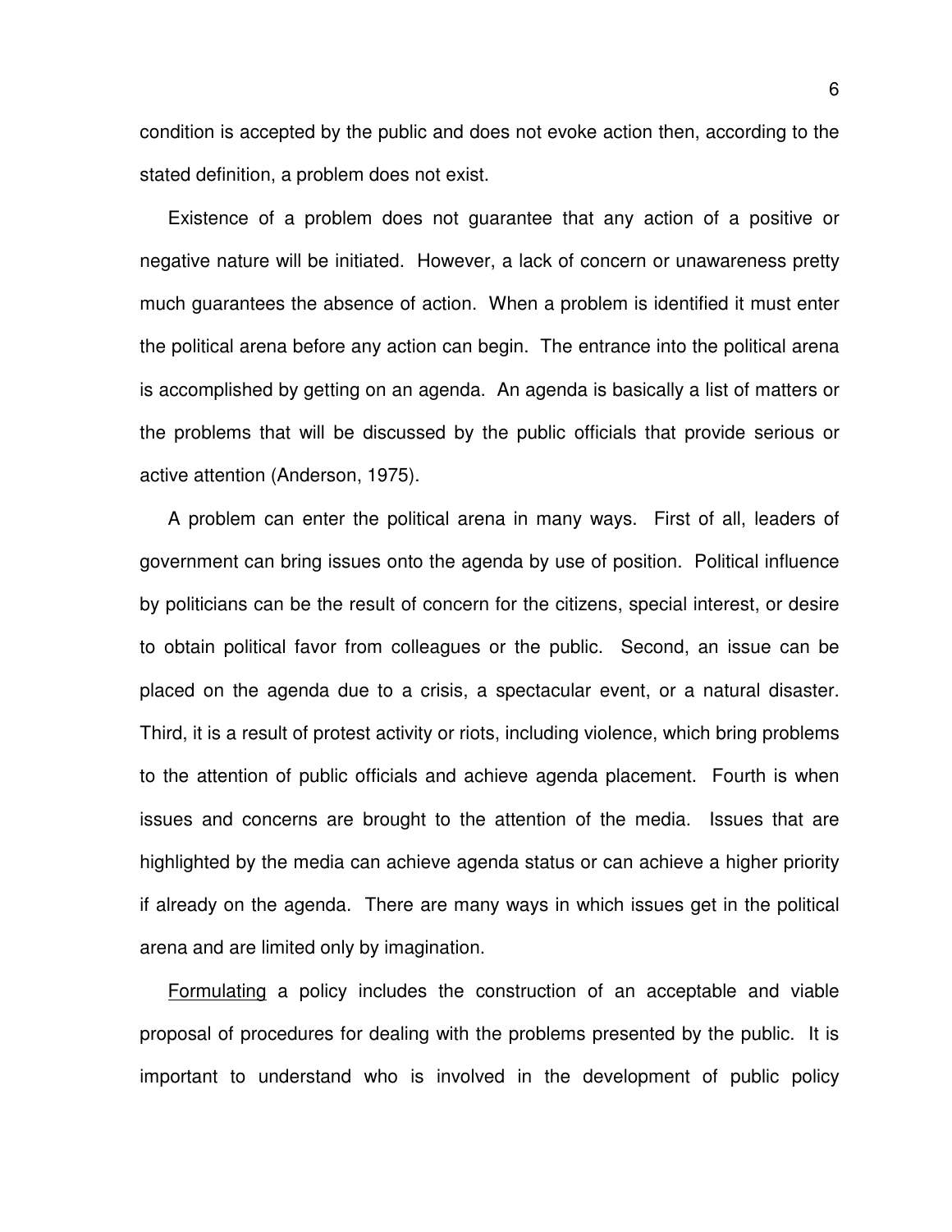condition is accepted by the public and does not evoke action then, according to the stated definition, a problem does not exist.

Existence of a problem does not guarantee that any action of a positive or negative nature will be initiated. However, a lack of concern or unawareness pretty much guarantees the absence of action. When a problem is identified it must enter the political arena before any action can begin. The entrance into the political arena is accomplished by getting on an agenda. An agenda is basically a list of matters or the problems that will be discussed by the public officials that provide serious or active attention (Anderson, 1975).

A problem can enter the political arena in many ways. First of all, leaders of government can bring issues onto the agenda by use of position. Political influence by politicians can be the result of concern for the citizens, special interest, or desire to obtain political favor from colleagues or the public. Second, an issue can be placed on the agenda due to a crisis, a spectacular event, or a natural disaster. Third, it is a result of protest activity or riots, including violence, which bring problems to the attention of public officials and achieve agenda placement. Fourth is when issues and concerns are brought to the attention of the media. Issues that are highlighted by the media can achieve agenda status or can achieve a higher priority if already on the agenda. There are many ways in which issues get in the political arena and are limited only by imagination.

<u>Formulating</u> a policy includes the construction of an acceptable and viable proposal of procedures for dealing with the problems presented by the public. It is important to understand who is involved in the development of public policy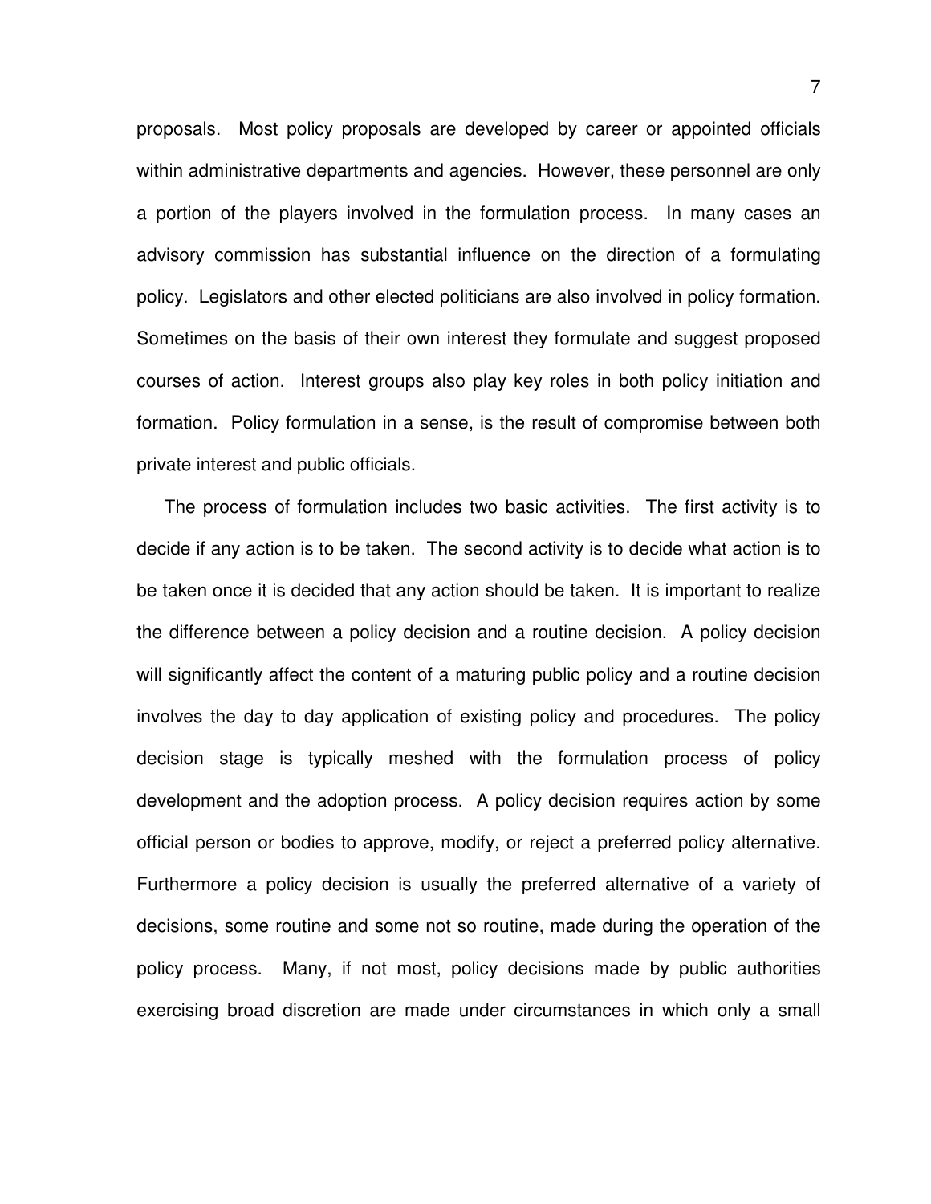proposals. Most policy proposals are developed by career or appointed officials within administrative departments and agencies. However, these personnel are only a portion of the players involved in the formulation process. In many cases an advisory commission has substantial influence on the direction of a formulating policy. Legislators and other elected politicians are also involved in policy formation. Sometimes on the basis of their own interest they formulate and suggest proposed courses of action. Interest groups also play key roles in both policy initiation and formation. Policy formulation in a sense, is the result of compromise between both private interest and public officials.

The process of formulation includes two basic activities. The first activity is to decide if any action is to be taken. The second activity is to decide what action is to be taken once it is decided that any action should be taken. It is important to realize the difference between a policy decision and a routine decision. A policy decision will significantly affect the content of a maturing public policy and a routine decision involves the day to day application of existing policy and procedures. The policy decision stage is typically meshed with the formulation process of policy development and the adoption process. A policy decision requires action by some official person or bodies to approve, modify, or reject a preferred policy alternative. Furthermore a policy decision is usually the preferred alternative of a variety of decisions, some routine and some not so routine, made during the operation of the policy process. Many, if not most, policy decisions made by public authorities exercising broad discretion are made under circumstances in which only a small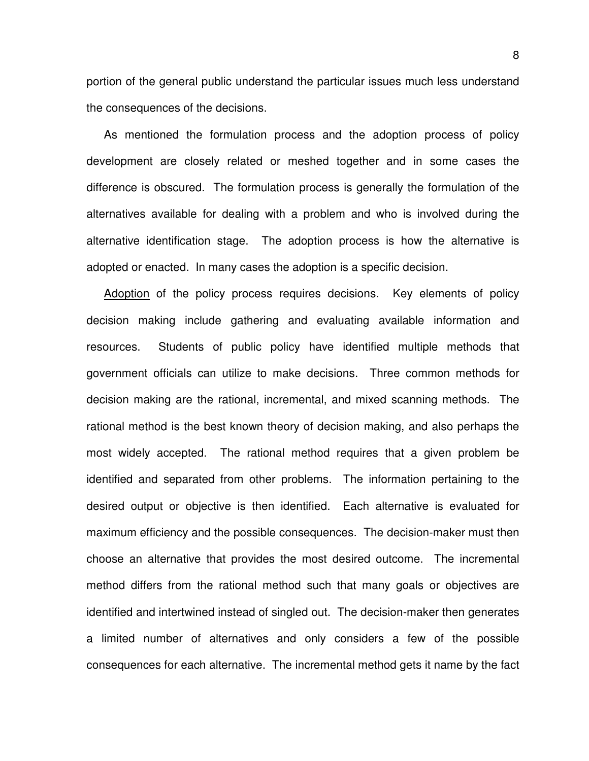portion of the general public understand the particular issues much less understand the consequences of the decisions.

As mentioned the formulation process and the adoption process of policy development are closely related or meshed together and in some cases the difference is obscured. The formulation process is generally the formulation of the alternatives available for dealing with a problem and who is involved during the alternative identification stage. The adoption process is how the alternative is adopted or enacted. In many cases the adoption is a specific decision.

<u>Adoption</u> of the policy process requires decisions. Key elements of policy decision making include gathering and evaluating available information and resources. Students of public policy have identified multiple methods that government officials can utilize to make decisions. Three common methods for decision making are the rational, incremental, and mixed scanning methods. The rational method is the best known theory of decision making, and also perhaps the most widely accepted. The rational method requires that a given problem be identified and separated from other problems. The information pertaining to the desired output or objective is then identified. Each alternative is evaluated for maximum efficiency and the possible consequences. The decision-maker must then choose an alternative that provides the most desired outcome. The incremental method differs from the rational method such that many goals or objectives are identified and intertwined instead of singled out. The decision-maker then generates a limited number of alternatives and only considers a few of the possible consequences for each alternative. The incremental method gets it name by the fact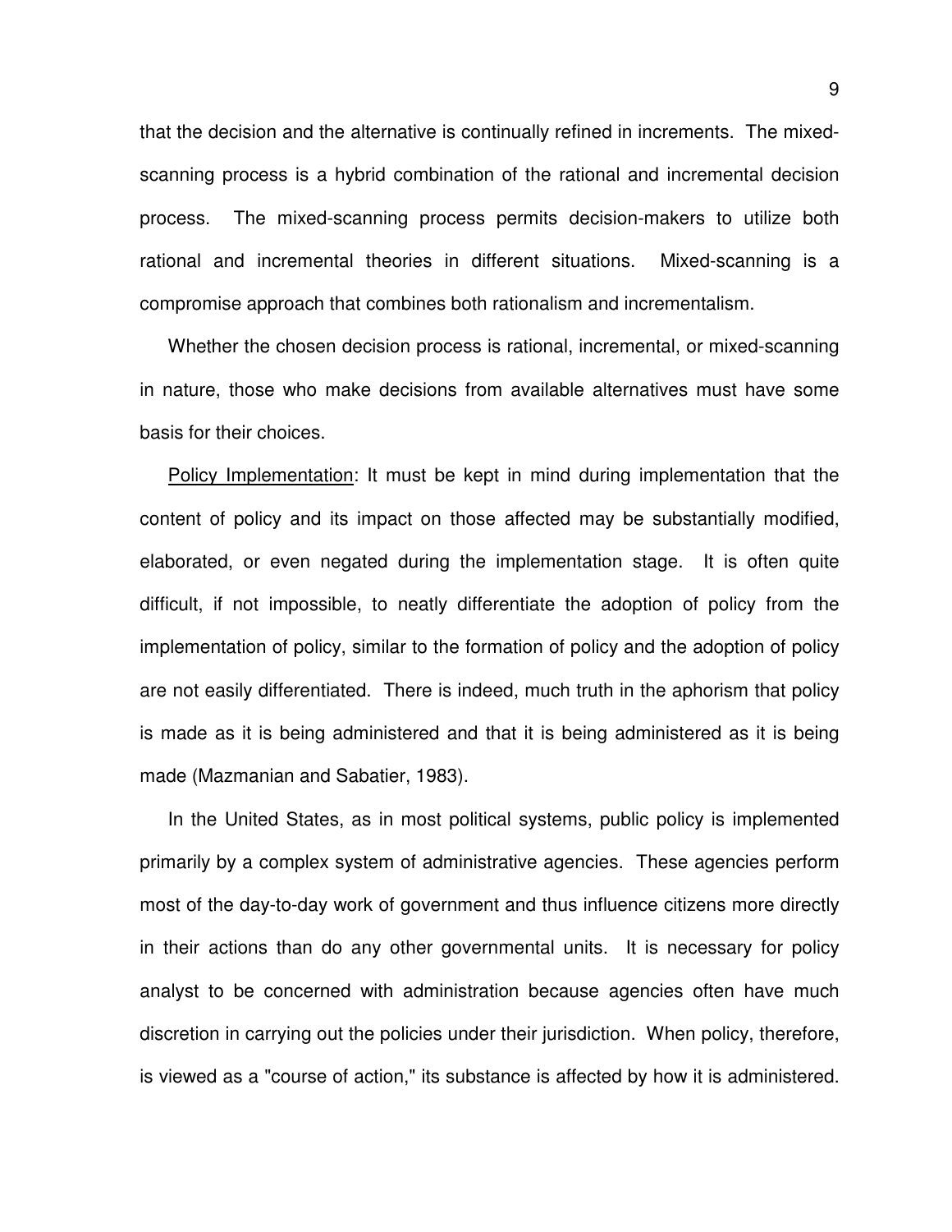that the decision and the alternative is continually refined in increments. The mixed-scanning process is a hybrid combination of the rational and incremental decision process. The mixed-scanning process permits decision-makers to utilize both rational and incremental theories in different situations. Mixed-scanning is a compromise approach that combines both rationalism and incrementalism.

Whether the chosen decision process is rational, incremental, or mixed-scanning in nature, those who make decisions from available alternatives must have some basis for their choices.

Policy Implementation: It must be kept in mind during implementation that the content of policy and its impact on those affected may be substantially modified, elaborated, or even negated during the implementation stage. It is often quite difficult, if not impossible, to neatly differentiate the adoption of policy from the implementation of policy, similar to the formation of policy and the adoption of policy are not easily differentiated. There is indeed, much truth in the aphorism that policy is made as it is being administered and that it is being administered as it is being made (Mazmanian and Sabatier, 1983).

In the United States, as in most political systems, public policy is implemented primarily by a complex system of administrative agencies. These agencies perform most of the day-to-day work of government and thus influence citizens more directly in their actions than do any other governmental units. It is necessary for policy analyst to be concerned with administration because agencies often have much discretion in carrying out the policies under their jurisdiction. When policy, therefore, is viewed as a "course of action," its substance is affected by how it is administered.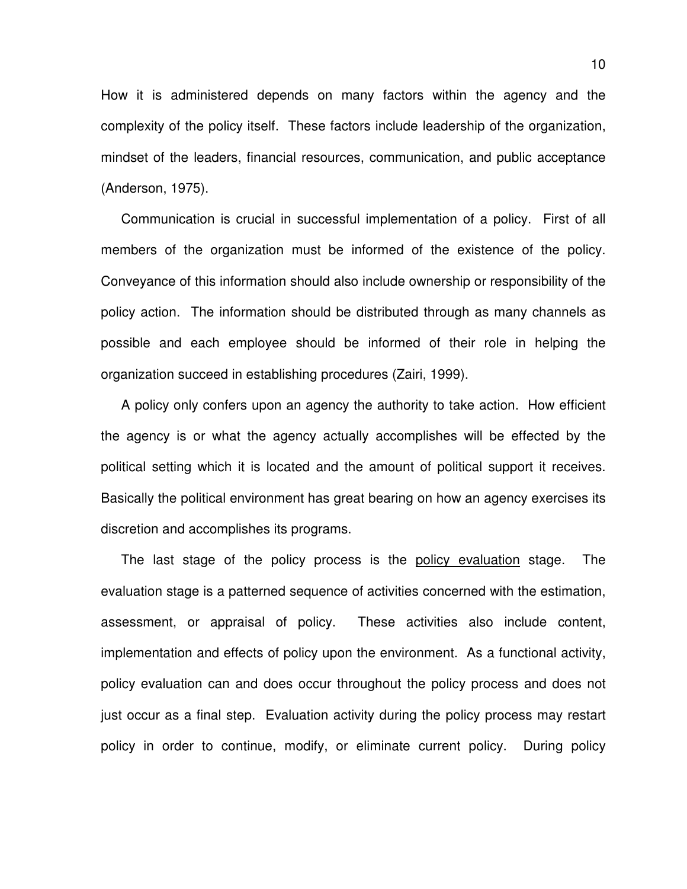How it is administered depends on many factors within the agency and the complexity of the policy itself. These factors include leadership of the organization, mindset of the leaders, financial resources, communication, and public acceptance (Anderson, 1975).

Communication is crucial in successful implementation of a policy. First of all members of the organization must be informed of the existence of the policy. Conveyance of this information should also include ownership or responsibility of the policy action. The information should be distributed through as many channels as possible and each employee should be informed of their role in helping the organization succeed in establishing procedures (Zairi, 1999).

A policy only confers upon an agency the authority to take action. How efficient the agency is or what the agency actually accomplishes will be effected by the political setting which it is located and the amount of political support it receives. Basically the political environment has great bearing on how an agency exercises its discretion and accomplishes its programs.

The last stage of the policy process is the <u>policy evaluation</u> stage. The evaluation stage is a patterned sequence of activities concerned with the estimation, assessment, or appraisal of policy. These activities also include content, implementation and effects of policy upon the environment. As a functional activity, policy evaluation can and does occur throughout the policy process and does not just occur as a final step. Evaluation activity during the policy process may restart policy in order to continue, modify, or eliminate current policy. During policy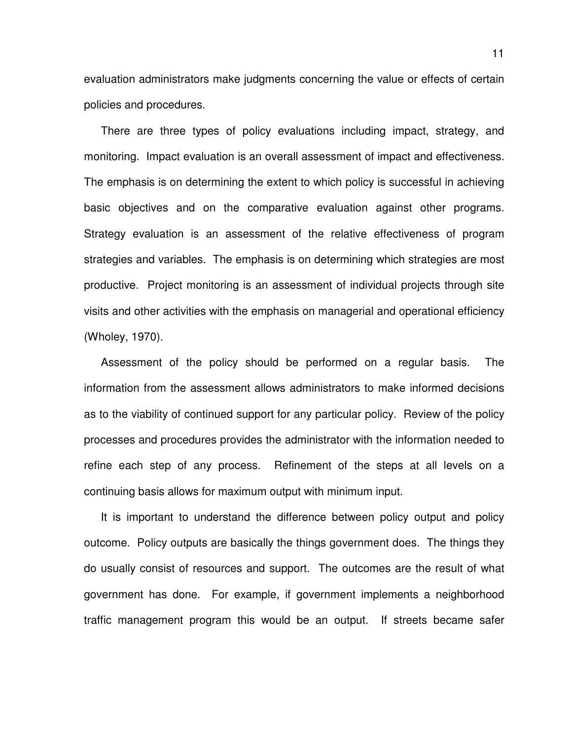evaluation administrators make judgments concerning the value or effects of certain policies and procedures.

There are three types of policy evaluations including impact, strategy, and monitoring. Impact evaluation is an overall assessment of impact and effectiveness. The emphasis is on determining the extent to which policy is successful in achieving basic objectives and on the comparative evaluation against other programs. Strategy evaluation is an assessment of the relative effectiveness of program strategies and variables. The emphasis is on determining which strategies are most productive. Project monitoring is an assessment of individual projects through site visits and other activities with the emphasis on managerial and operational efficiency (Wholey, 1970).

Assessment of the policy should be performed on a regular basis. The information from the assessment allows administrators to make informed decisions as to the viability of continued support for any particular policy. Review of the policy processes and procedures provides the administrator with the information needed to refine each step of any process. Refinement of the steps at all levels on a continuing basis allows for maximum output with minimum input.

It is important to understand the difference between policy output and policy outcome. Policy outputs are basically the things government does. The things they do usually consist of resources and support. The outcomes are the result of what government has done. For example, if government implements a neighborhood traffic management program this would be an output. If streets became safer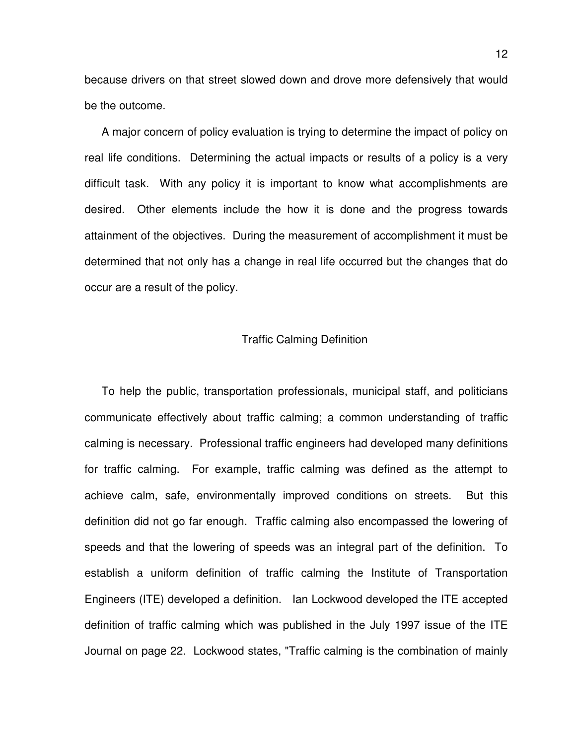because drivers on that street slowed down and drove more defensively that would be the outcome.

A major concern of policy evaluation is trying to determine the impact of policy on real life conditions. Determining the actual impacts or results of a policy is a very difficult task. With any policy it is important to know what accomplishments are desired. Other elements include the how it is done and the progress towards attainment of the objectives. During the measurement of accomplishment it must be determined that not only has a change in real life occurred but the changes that do occur are a result of the policy.

## Traffic Calming Definition

To help the public, transportation professionals, municipal staff, and politicians communicate effectively about traffic calming; a common understanding of traffic calming is necessary. Professional traffic engineers had developed many definitions for traffic calming. For example, traffic calming was defined as the attempt to achieve calm, safe, environmentally improved conditions on streets. But this definition did not go far enough. Traffic calming also encompassed the lowering of speeds and that the lowering of speeds was an integral part of the definition. To establish a uniform definition of traffic calming the Institute of Transportation Engineers (ITE) developed a definition. Ian Lockwood developed the ITE accepted definition of traffic calming which was published in the July 1997 issue of the ITE Journal on page 22. Lockwood states, "Traffic calming is the combination of mainly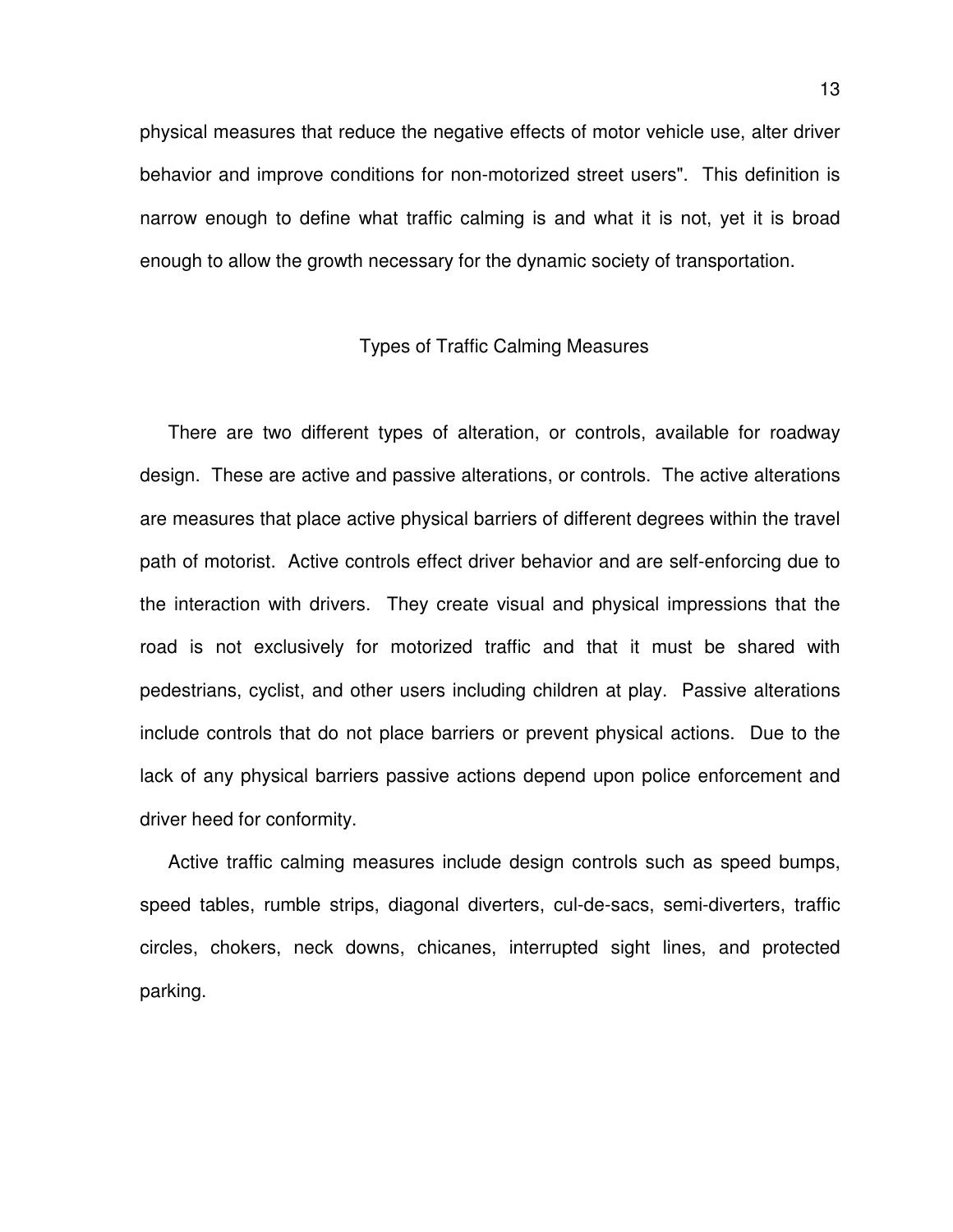physical measures that reduce the negative effects of motor vehicle use, alter driver behavior and improve conditions for non-motorized street users". This definition is narrow enough to define what traffic calming is and what it is not, yet it is broad enough to allow the growth necessary for the dynamic society of transportation.

## Types of Traffic Calming Measures

There are two different types of alteration, or controls, available for roadway design. These are active and passive alterations, or controls. The active alterations are measures that place active physical barriers of different degrees within the travel path of motorist. Active controls effect driver behavior and are self-enforcing due to the interaction with drivers. They create visual and physical impressions that the road is not exclusively for motorized traffic and that it must be shared with pedestrians, cyclist, and other users including children at play. Passive alterations include controls that do not place barriers or prevent physical actions. Due to the lack of any physical barriers passive actions depend upon police enforcement and driver heed for conformity.

Active traffic calming measures include design controls such as speed bumps, speed tables, rumble strips, diagonal diverters, cul-de-sacs, semi-diverters, traffic circles, chokers, neck downs, chicanes, interrupted sight lines, and protected parking.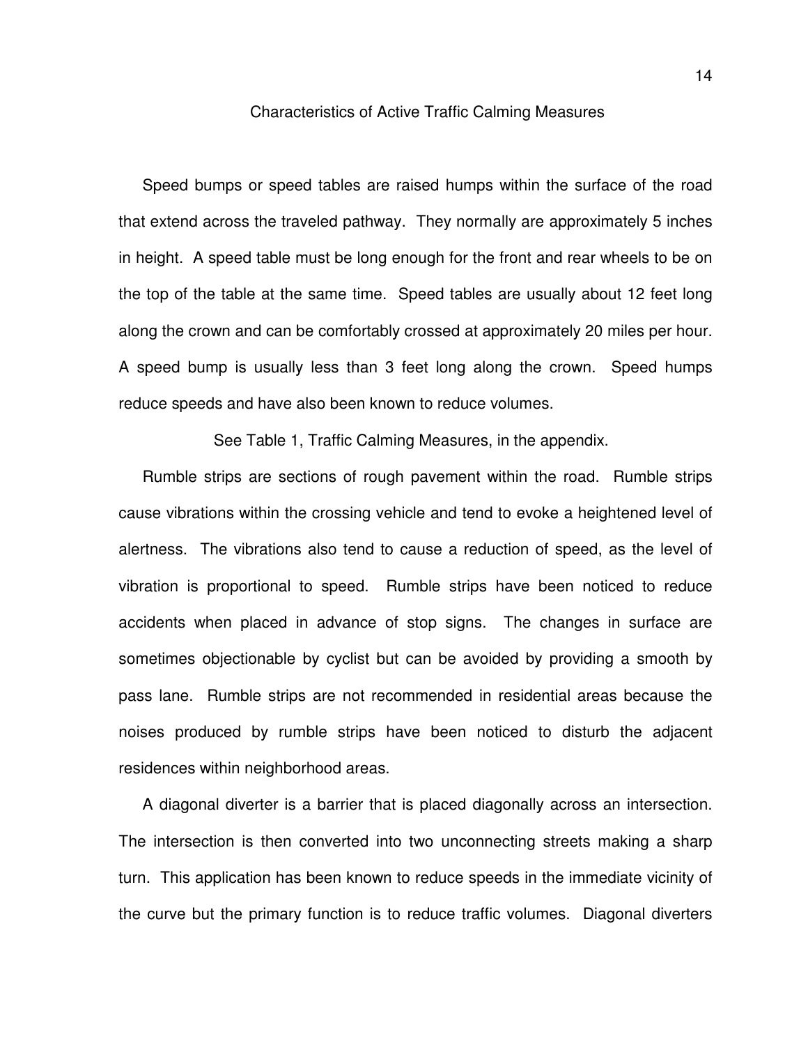## Characteristics of Active Traffic Calming Measures

Speed bumps or speed tables are raised humps within the surface of the road that extend across the traveled pathway. They normally are approximately 5 inches in height. A speed table must be long enough for the front and rear wheels to be on the top of the table at the same time. Speed tables are usually about 12 feet long along the crown and can be comfortably crossed at approximately 20 miles per hour. A speed bump is usually less than 3 feet long along the crown. Speed humps reduce speeds and have also been known to reduce volumes.

See Table 1, Traffic Calming Measures, in the appendix.

Rumble strips are sections of rough pavement within the road. Rumble strips cause vibrations within the crossing vehicle and tend to evoke a heightened level of alertness. The vibrations also tend to cause a reduction of speed, as the level of vibration is proportional to speed. Rumble strips have been noticed to reduce accidents when placed in advance of stop signs. The changes in surface are sometimes objectionable by cyclist but can be avoided by providing a smooth by pass lane. Rumble strips are not recommended in residential areas because the noises produced by rumble strips have been noticed to disturb the adjacent residences within neighborhood areas.

A diagonal diverter is a barrier that is placed diagonally across an intersection. The intersection is then converted into two unconnecting streets making a sharp turn. This application has been known to reduce speeds in the immediate vicinity of the curve but the primary function is to reduce traffic volumes. Diagonal diverters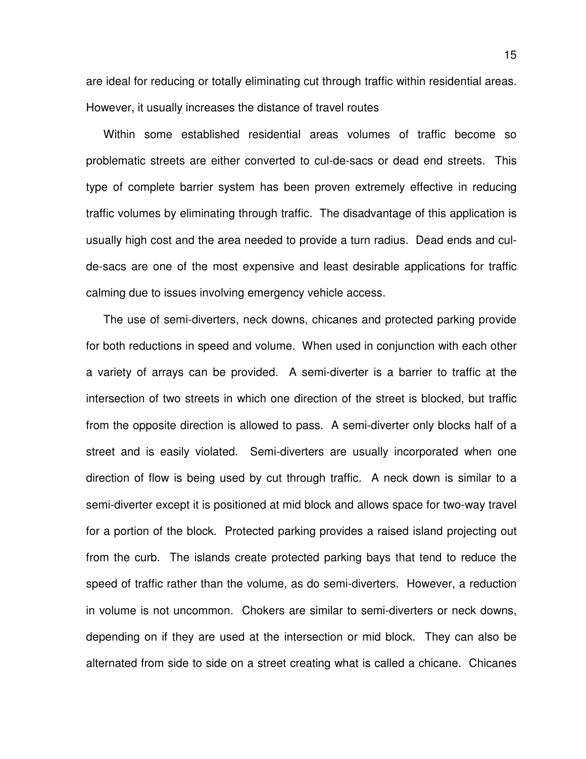are ideal for reducing or totally eliminating cut through traffic within residential areas. However, it usually increases the distance of travel routes

Within some established residential areas volumes of traffic become so problematic streets are either converted to cul-de-sacs or dead end streets. This type of complete barrier system has been proven extremely effective in reducing traffic volumes by eliminating through traffic. The disadvantage of this application is usually high cost and the area needed to provide a turn radius. Dead ends and cul-de-sacs are one of the most expensive and least desirable applications for traffic calming due to issues involving emergency vehicle access.

The use of semi-diverters, neck downs, chicanes and protected parking provide for both reductions in speed and volume. When used in conjunction with each other a variety of arrays can be provided. A semi-diverter is a barrier to traffic at the intersection of two streets in which one direction of the street is blocked, but traffic from the opposite direction is allowed to pass. A semi-diverter only blocks half of a street and is easily violated. Semi-diverters are usually incorporated when one direction of flow is being used by cut through traffic. A neck down is similar to a semi-diverter except it is positioned at mid block and allows space for two-way travel for a portion of the block. Protected parking provides a raised island projecting out from the curb. The islands create protected parking bays that tend to reduce the speed of traffic rather than the volume, as do semi-diverters. However, a reduction in volume is not uncommon. Chokers are similar to semi-diverters or neck downs, depending on if they are used at the intersection or mid block. They can also be alternated from side to side on a street creating what is called a chicane. Chicanes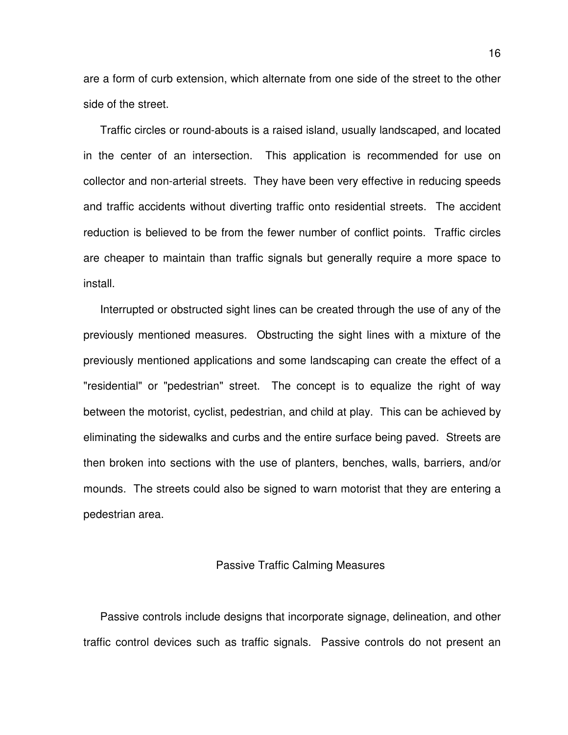are a form of curb extension, which alternate from one side of the street to the other side of the street.

Traffic circles or round-abouts is a raised island, usually landscaped, and located in the center of an intersection. This application is recommended for use on collector and non-arterial streets. They have been very effective in reducing speeds and traffic accidents without diverting traffic onto residential streets. The accident reduction is believed to be from the fewer number of conflict points. Traffic circles are cheaper to maintain than traffic signals but generally require a more space to install.

Interrupted or obstructed sight lines can be created through the use of any of the previously mentioned measures. Obstructing the sight lines with a mixture of the previously mentioned applications and some landscaping can create the effect of a "residential" or "pedestrian" street. The concept is to equalize the right of way between the motorist, cyclist, pedestrian, and child at play. This can be achieved by eliminating the sidewalks and curbs and the entire surface being paved. Streets are then broken into sections with the use of planters, benches, walls, barriers, and/or mounds. The streets could also be signed to warn motorist that they are entering a pedestrian area.

## Passive Traffic Calming Measures

Passive controls include designs that incorporate signage, delineation, and other traffic control devices such as traffic signals. Passive controls do not present an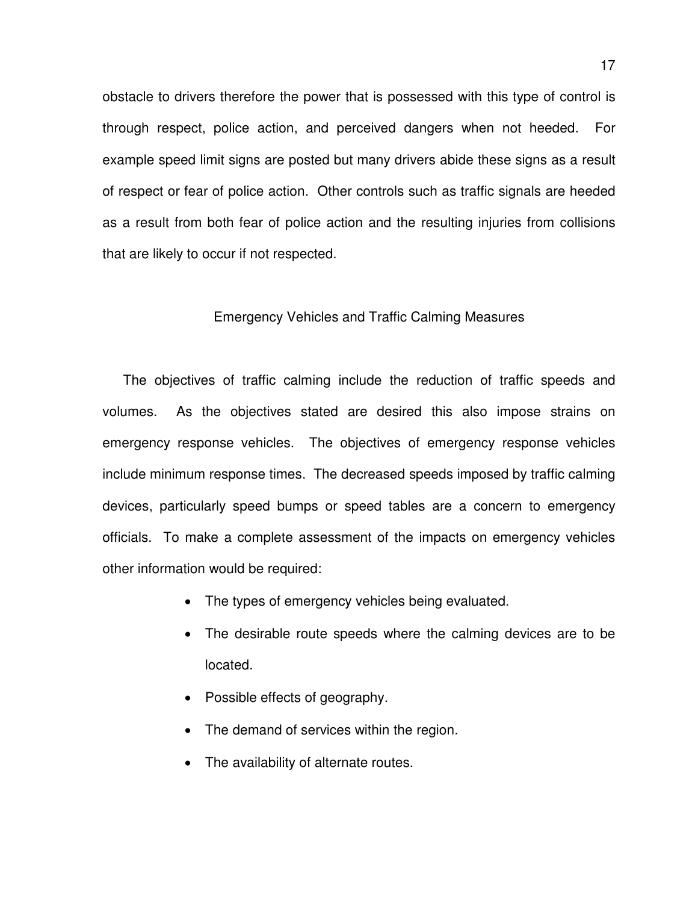obstacle to drivers therefore the power that is possessed with this type of control is through respect, police action, and perceived dangers when not heeded. For example speed limit signs are posted but many drivers abide these signs as a result of respect or fear of police action. Other controls such as traffic signals are heeded as a result from both fear of police action and the resulting injuries from collisions that are likely to occur if not respected.

## Emergency Vehicles and Traffic Calming Measures

The objectives of traffic calming include the reduction of traffic speeds and volumes. As the objectives stated are desired this also impose strains on emergency response vehicles. The objectives of emergency response vehicles include minimum response times. The decreased speeds imposed by traffic calming devices, particularly speed bumps or speed tables are a concern to emergency officials. To make a complete assessment of the impacts on emergency vehicles other information would be required:

- The types of emergency vehicles being evaluated.
- The desirable route speeds where the calming devices are to be located.
- Possible effects of geography.
- The demand of services within the region.
- The availability of alternate routes.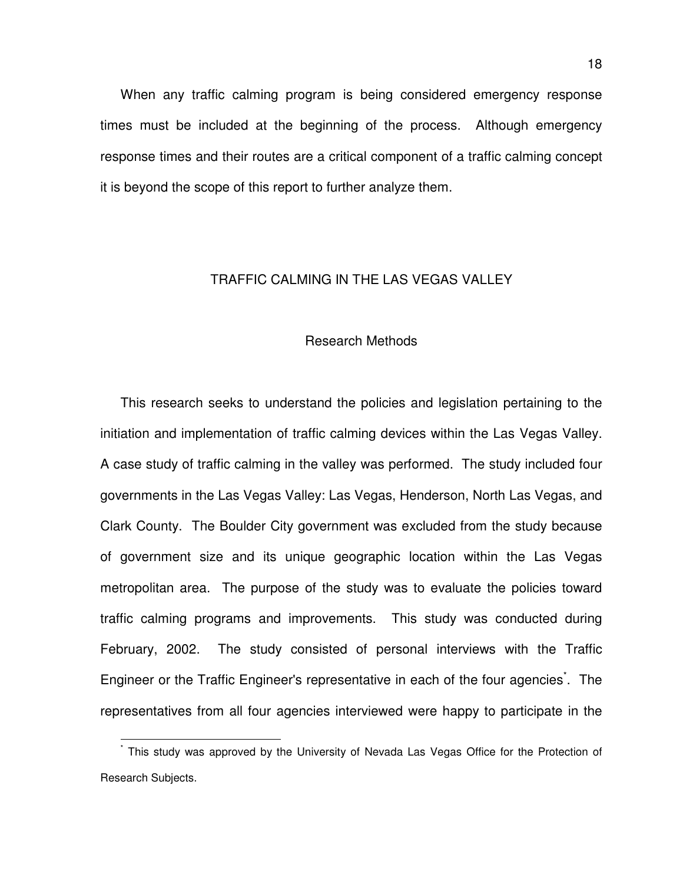When any traffic calming program is being considered emergency response times must be included at the beginning of the process. Although emergency response times and their routes are a critical component of a traffic calming concept it is beyond the scope of this report to further analyze them.

## TRAFFIC CALMING IN THE LAS VEGAS VALLEY

### Research Methods

This research seeks to understand the policies and legislation pertaining to the initiation and implementation of traffic calming devices within the Las Vegas Valley. A case study of traffic calming in the valley was performed. The study included four governments in the Las Vegas Valley: Las Vegas, Henderson, North Las Vegas, and Clark County. The Boulder City government was excluded from the study because of government size and its unique geographic location within the Las Vegas metropolitan area. The purpose of the study was to evaluate the policies toward traffic calming programs and improvements. This study was conducted during February, 2002. The study consisted of personal interviews with the Traffic Engineer or the Traffic Engineer's representative in each of the four agencies[*]. The representatives from all four agencies interviewed were happy to participate in the

[*] This study was approved by the University of Nevada Las Vegas Office for the Protection of Research Subjects.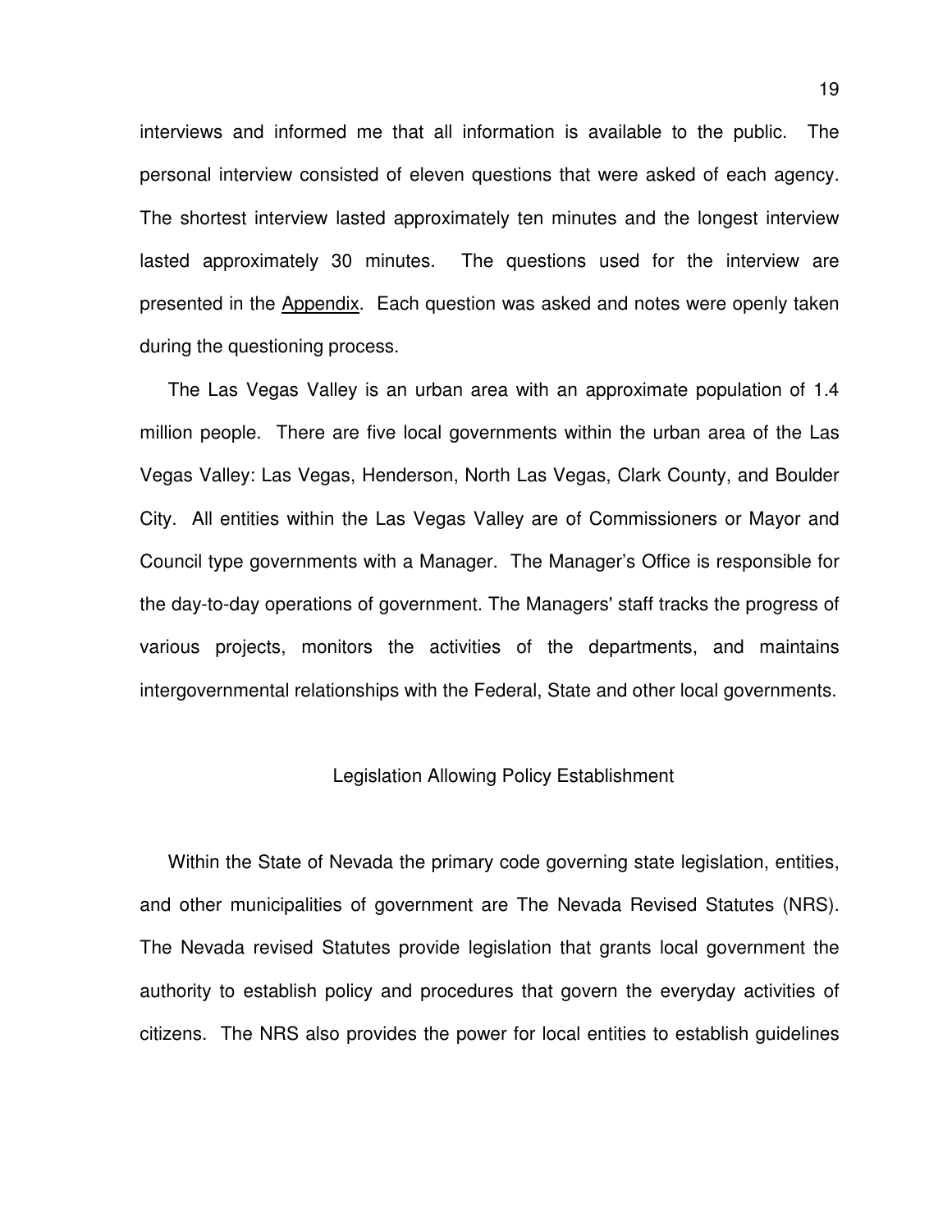interviews and informed me that all information is available to the public. The personal interview consisted of eleven questions that were asked of each agency. The shortest interview lasted approximately ten minutes and the longest interview lasted approximately 30 minutes. The questions used for the interview are presented in the Appendix. Each question was asked and notes were openly taken during the questioning process.

The Las Vegas Valley is an urban area with an approximate population of 1.4 million people. There are five local governments within the urban area of the Las Vegas Valley: Las Vegas, Henderson, North Las Vegas, Clark County, and Boulder City. All entities within the Las Vegas Valley are of Commissioners or Mayor and Council type governments with a Manager. The Manager's Office is responsible for the day-to-day operations of government. The Managers' staff tracks the progress of various projects, monitors the activities of the departments, and maintains intergovernmental relationships with the Federal, State and other local governments.

## Legislation Allowing Policy Establishment

Within the State of Nevada the primary code governing state legislation, entities, and other municipalities of government are The Nevada Revised Statutes (NRS). The Nevada revised Statutes provide legislation that grants local government the authority to establish policy and procedures that govern the everyday activities of citizens. The NRS also provides the power for local entities to establish guidelines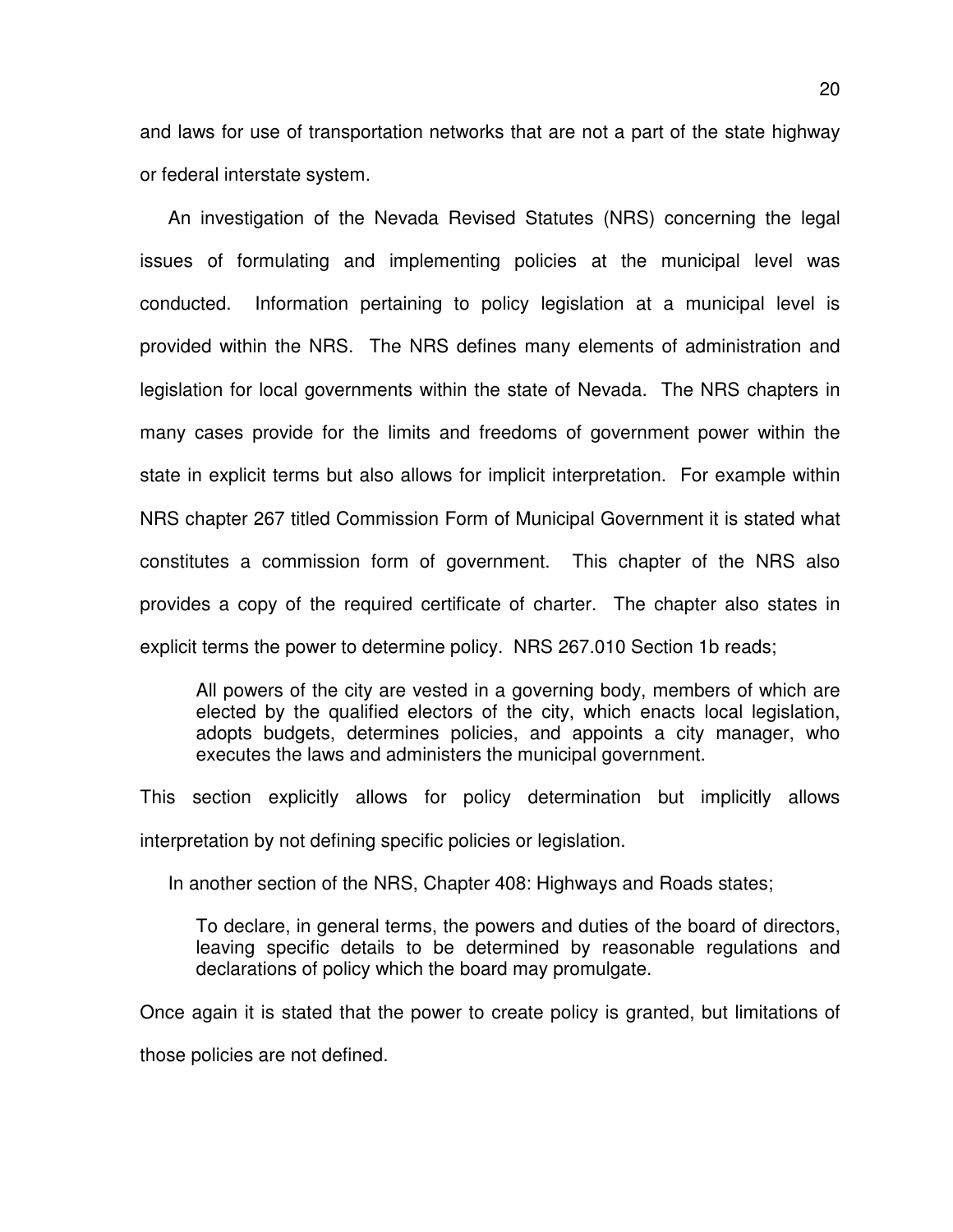and laws for use of transportation networks that are not a part of the state highway or federal interstate system.

An investigation of the Nevada Revised Statutes (NRS) concerning the legal issues of formulating and implementing policies at the municipal level was conducted. Information pertaining to policy legislation at a municipal level is provided within the NRS. The NRS defines many elements of administration and legislation for local governments within the state of Nevada. The NRS chapters in many cases provide for the limits and freedoms of government power within the state in explicit terms but also allows for implicit interpretation. For example within NRS chapter 267 titled Commission Form of Municipal Government it is stated what constitutes a commission form of government. This chapter of the NRS also provides a copy of the required certificate of charter. The chapter also states in explicit terms the power to determine policy. NRS 267.010 Section 1b reads;

> All powers of the city are vested in a governing body, members of which are elected by the qualified electors of the city, which enacts local legislation, adopts budgets, determines policies, and appoints a city manager, who executes the laws and administers the municipal government.

This section explicitly allows for policy determination but implicitly allows interpretation by not defining specific policies or legislation.

In another section of the NRS, Chapter 408: Highways and Roads states;

> To declare, in general terms, the powers and duties of the board of directors, leaving specific details to be determined by reasonable regulations and declarations of policy which the board may promulgate.

Once again it is stated that the power to create policy is granted, but limitations of those policies are not defined.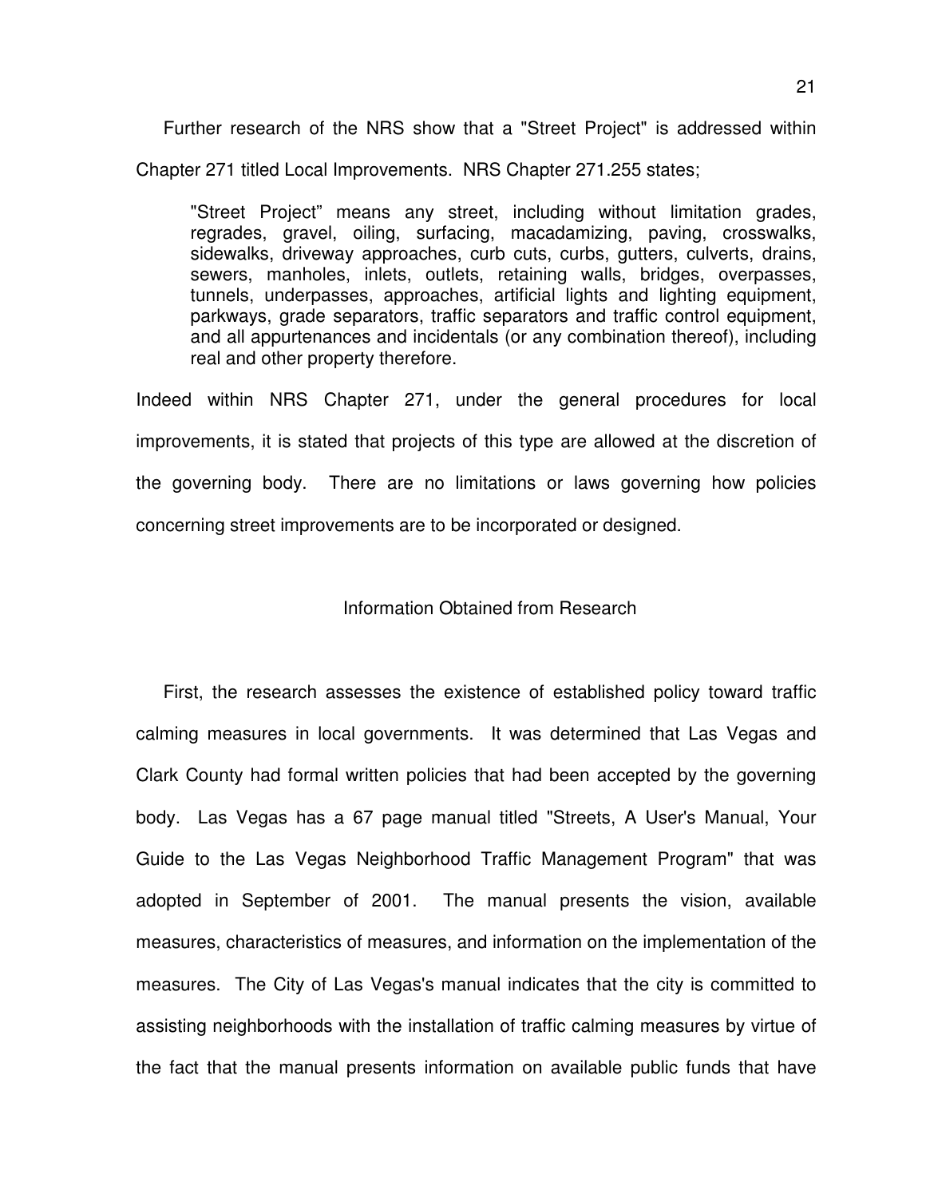Further research of the NRS show that a "Street Project" is addressed within Chapter 271 titled Local Improvements. NRS Chapter 271.255 states;

> "Street Project" means any street, including without limitation grades, regrades, gravel, oiling, surfacing, macadamizing, paving, crosswalks, sidewalks, driveway approaches, curb cuts, curbs, gutters, culverts, drains, sewers, manholes, inlets, outlets, retaining walls, bridges, overpasses, tunnels, underpasses, approaches, artificial lights and lighting equipment, parkways, grade separators, traffic separators and traffic control equipment, and all appurtenances and incidentals (or any combination thereof), including real and other property therefore.

Indeed within NRS Chapter 271, under the general procedures for local improvements, it is stated that projects of this type are allowed at the discretion of the governing body. There are no limitations or laws governing how policies concerning street improvements are to be incorporated or designed.

## Information Obtained from Research

First, the research assesses the existence of established policy toward traffic calming measures in local governments. It was determined that Las Vegas and Clark County had formal written policies that had been accepted by the governing body. Las Vegas has a 67 page manual titled "Streets, A User's Manual, Your Guide to the Las Vegas Neighborhood Traffic Management Program" that was adopted in September of 2001. The manual presents the vision, available measures, characteristics of measures, and information on the implementation of the measures. The City of Las Vegas's manual indicates that the city is committed to assisting neighborhoods with the installation of traffic calming measures by virtue of the fact that the manual presents information on available public funds that have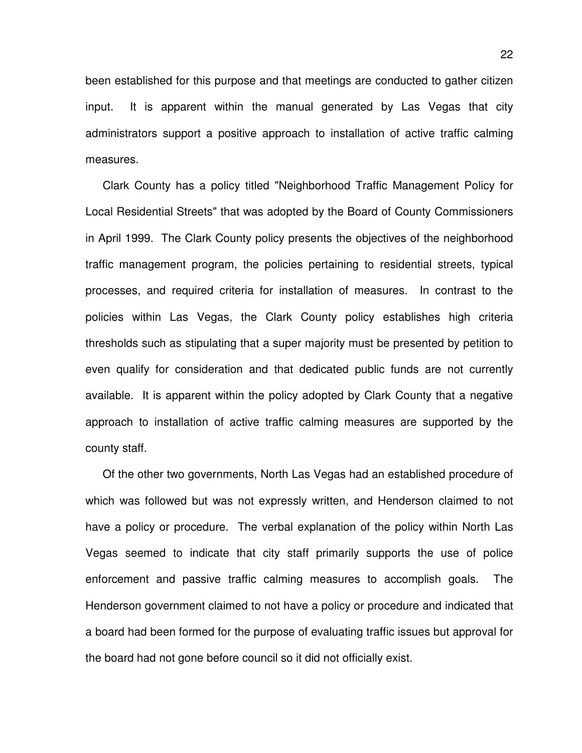been established for this purpose and that meetings are conducted to gather citizen input. It is apparent within the manual generated by Las Vegas that city administrators support a positive approach to installation of active traffic calming measures.

Clark County has a policy titled "Neighborhood Traffic Management Policy for Local Residential Streets" that was adopted by the Board of County Commissioners in April 1999. The Clark County policy presents the objectives of the neighborhood traffic management program, the policies pertaining to residential streets, typical processes, and required criteria for installation of measures. In contrast to the policies within Las Vegas, the Clark County policy establishes high criteria thresholds such as stipulating that a super majority must be presented by petition to even qualify for consideration and that dedicated public funds are not currently available. It is apparent within the policy adopted by Clark County that a negative approach to installation of active traffic calming measures are supported by the county staff.

Of the other two governments, North Las Vegas had an established procedure of which was followed but was not expressly written, and Henderson claimed to not have a policy or procedure. The verbal explanation of the policy within North Las Vegas seemed to indicate that city staff primarily supports the use of police enforcement and passive traffic calming measures to accomplish goals. The Henderson government claimed to not have a policy or procedure and indicated that a board had been formed for the purpose of evaluating traffic issues but approval for the board had not gone before council so it did not officially exist.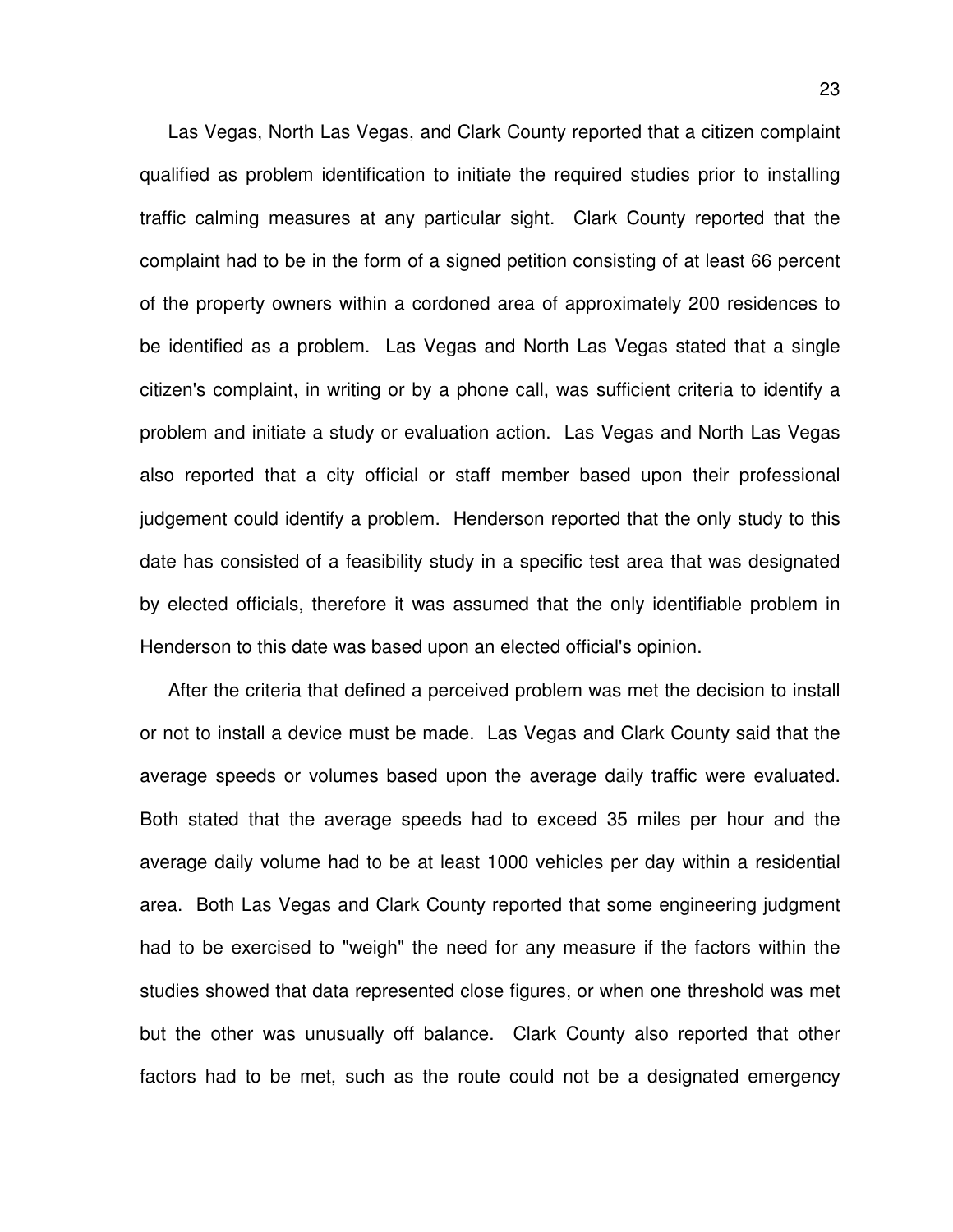Las Vegas, North Las Vegas, and Clark County reported that a citizen complaint qualified as problem identification to initiate the required studies prior to installing traffic calming measures at any particular sight. Clark County reported that the complaint had to be in the form of a signed petition consisting of at least 66 percent of the property owners within a cordoned area of approximately 200 residences to be identified as a problem. Las Vegas and North Las Vegas stated that a single citizen's complaint, in writing or by a phone call, was sufficient criteria to identify a problem and initiate a study or evaluation action. Las Vegas and North Las Vegas also reported that a city official or staff member based upon their professional judgement could identify a problem. Henderson reported that the only study to this date has consisted of a feasibility study in a specific test area that was designated by elected officials, therefore it was assumed that the only identifiable problem in Henderson to this date was based upon an elected official's opinion.

After the criteria that defined a perceived problem was met the decision to install or not to install a device must be made. Las Vegas and Clark County said that the average speeds or volumes based upon the average daily traffic were evaluated. Both stated that the average speeds had to exceed 35 miles per hour and the average daily volume had to be at least 1000 vehicles per day within a residential area. Both Las Vegas and Clark County reported that some engineering judgment had to be exercised to "weigh" the need for any measure if the factors within the studies showed that data represented close figures, or when one threshold was met but the other was unusually off balance. Clark County also reported that other factors had to be met, such as the route could not be a designated emergency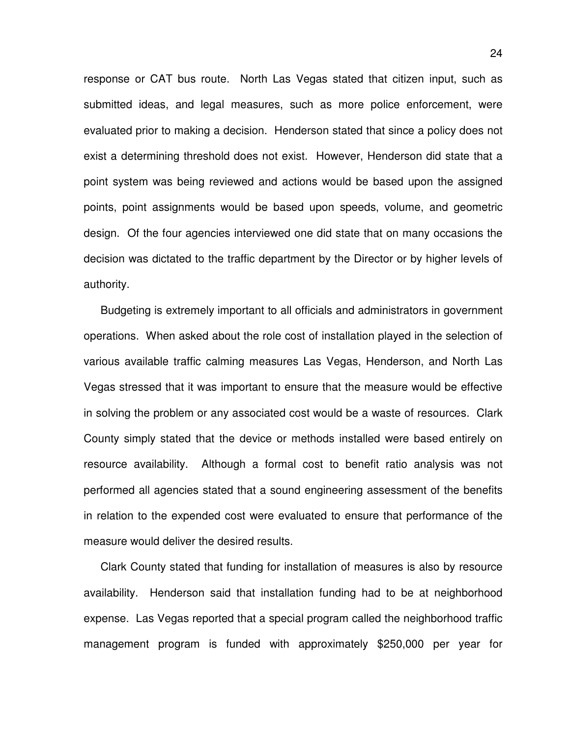response or CAT bus route. North Las Vegas stated that citizen input, such as submitted ideas, and legal measures, such as more police enforcement, were evaluated prior to making a decision. Henderson stated that since a policy does not exist a determining threshold does not exist. However, Henderson did state that a point system was being reviewed and actions would be based upon the assigned points, point assignments would be based upon speeds, volume, and geometric design. Of the four agencies interviewed one did state that on many occasions the decision was dictated to the traffic department by the Director or by higher levels of authority.

Budgeting is extremely important to all officials and administrators in government operations. When asked about the role cost of installation played in the selection of various available traffic calming measures Las Vegas, Henderson, and North Las Vegas stressed that it was important to ensure that the measure would be effective in solving the problem or any associated cost would be a waste of resources. Clark County simply stated that the device or methods installed were based entirely on resource availability. Although a formal cost to benefit ratio analysis was not performed all agencies stated that a sound engineering assessment of the benefits in relation to the expended cost were evaluated to ensure that performance of the measure would deliver the desired results.

Clark County stated that funding for installation of measures is also by resource availability. Henderson said that installation funding had to be at neighborhood expense. Las Vegas reported that a special program called the neighborhood traffic management program is funded with approximately $250,000 per year for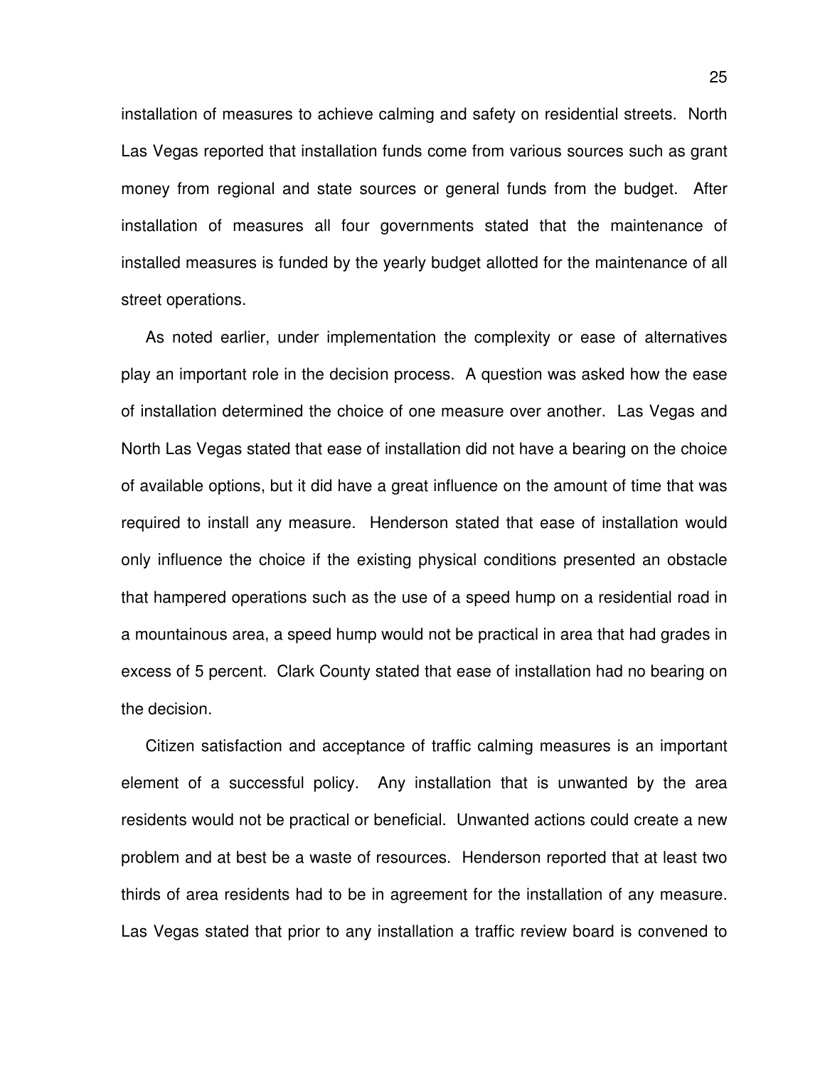installation of measures to achieve calming and safety on residential streets. North Las Vegas reported that installation funds come from various sources such as grant money from regional and state sources or general funds from the budget. After installation of measures all four governments stated that the maintenance of installed measures is funded by the yearly budget allotted for the maintenance of all street operations.

As noted earlier, under implementation the complexity or ease of alternatives play an important role in the decision process. A question was asked how the ease of installation determined the choice of one measure over another. Las Vegas and North Las Vegas stated that ease of installation did not have a bearing on the choice of available options, but it did have a great influence on the amount of time that was required to install any measure. Henderson stated that ease of installation would only influence the choice if the existing physical conditions presented an obstacle that hampered operations such as the use of a speed hump on a residential road in a mountainous area, a speed hump would not be practical in area that had grades in excess of 5 percent. Clark County stated that ease of installation had no bearing on the decision.

Citizen satisfaction and acceptance of traffic calming measures is an important element of a successful policy. Any installation that is unwanted by the area residents would not be practical or beneficial. Unwanted actions could create a new problem and at best be a waste of resources. Henderson reported that at least two thirds of area residents had to be in agreement for the installation of any measure. Las Vegas stated that prior to any installation a traffic review board is convened to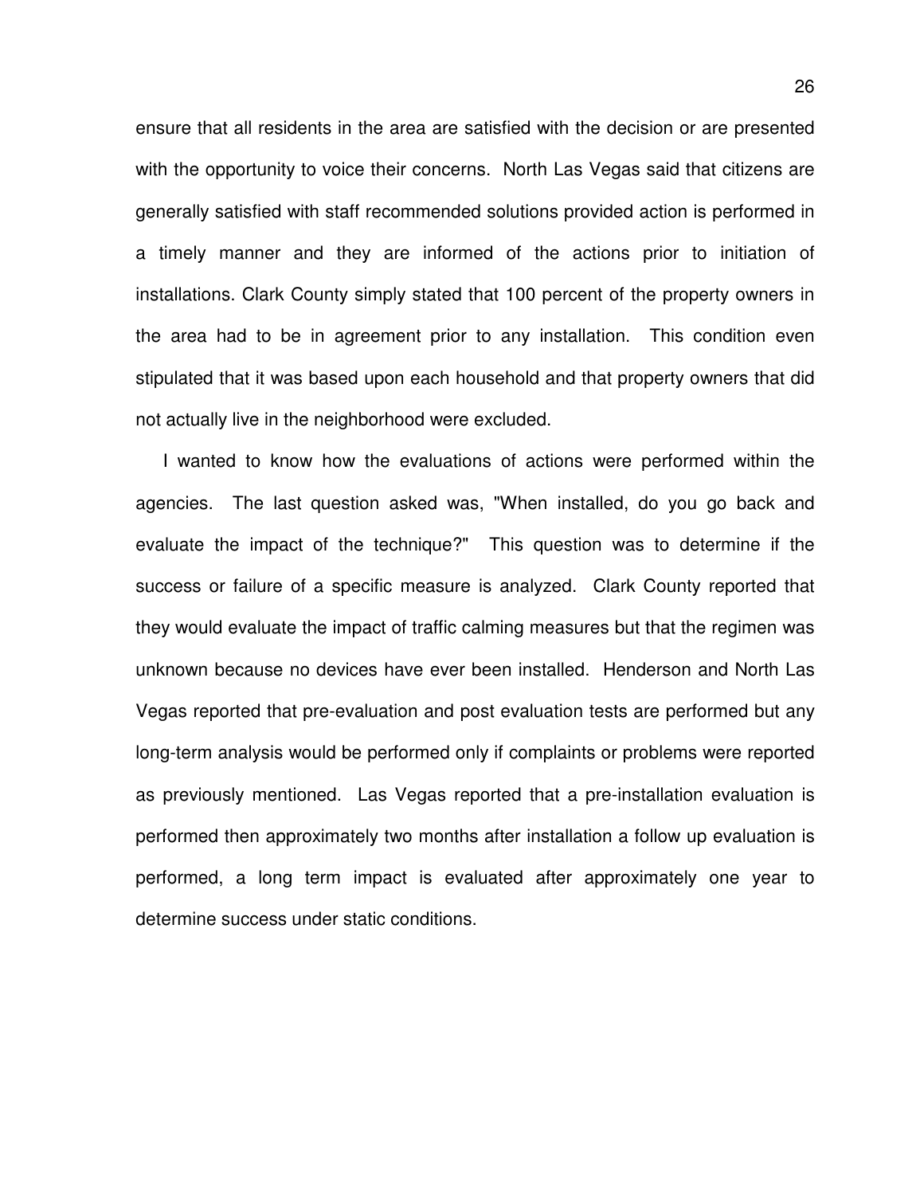ensure that all residents in the area are satisfied with the decision or are presented with the opportunity to voice their concerns. North Las Vegas said that citizens are generally satisfied with staff recommended solutions provided action is performed in a timely manner and they are informed of the actions prior to initiation of installations. Clark County simply stated that 100 percent of the property owners in the area had to be in agreement prior to any installation. This condition even stipulated that it was based upon each household and that property owners that did not actually live in the neighborhood were excluded.

I wanted to know how the evaluations of actions were performed within the agencies. The last question asked was, "When installed, do you go back and evaluate the impact of the technique?" This question was to determine if the success or failure of a specific measure is analyzed. Clark County reported that they would evaluate the impact of traffic calming measures but that the regimen was unknown because no devices have ever been installed. Henderson and North Las Vegas reported that pre-evaluation and post evaluation tests are performed but any long-term analysis would be performed only if complaints or problems were reported as previously mentioned. Las Vegas reported that a pre-installation evaluation is performed then approximately two months after installation a follow up evaluation is performed, a long term impact is evaluated after approximately one year to determine success under static conditions.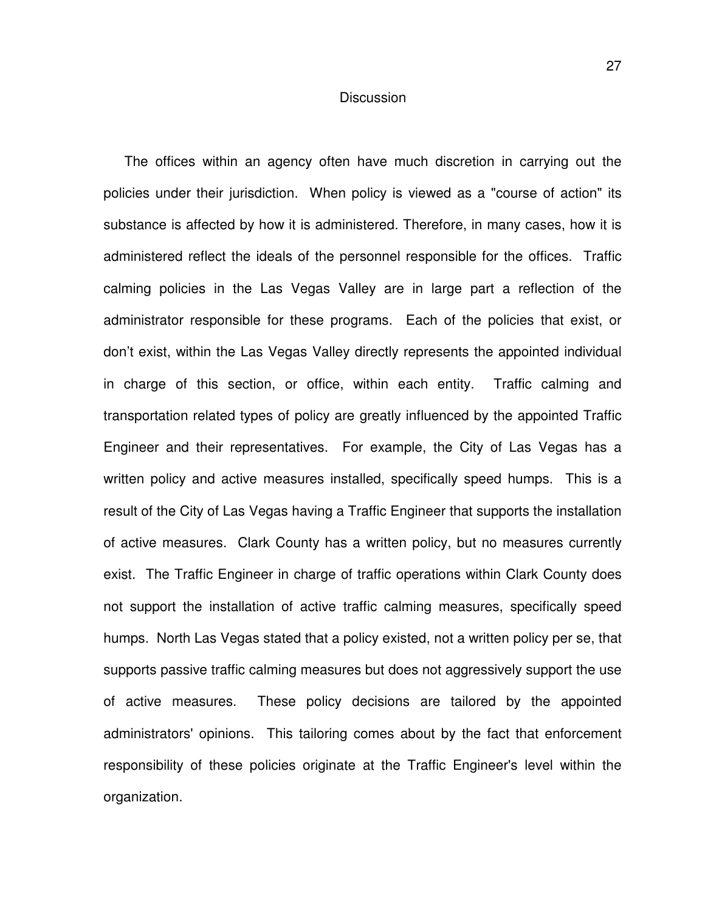# Discussion

The offices within an agency often have much discretion in carrying out the policies under their jurisdiction. When policy is viewed as a "course of action" its substance is affected by how it is administered. Therefore, in many cases, how it is administered reflect the ideals of the personnel responsible for the offices. Traffic calming policies in the Las Vegas Valley are in large part a reflection of the administrator responsible for these programs. Each of the policies that exist, or don't exist, within the Las Vegas Valley directly represents the appointed individual in charge of this section, or office, within each entity. Traffic calming and transportation related types of policy are greatly influenced by the appointed Traffic Engineer and their representatives. For example, the City of Las Vegas has a written policy and active measures installed, specifically speed humps. This is a result of the City of Las Vegas having a Traffic Engineer that supports the installation of active measures. Clark County has a written policy, but no measures currently exist. The Traffic Engineer in charge of traffic operations within Clark County does not support the installation of active traffic calming measures, specifically speed humps. North Las Vegas stated that a policy existed, not a written policy per se, that supports passive traffic calming measures but does not aggressively support the use of active measures. These policy decisions are tailored by the appointed administrators' opinions. This tailoring comes about by the fact that enforcement responsibility of these policies originate at the Traffic Engineer's level within the organization.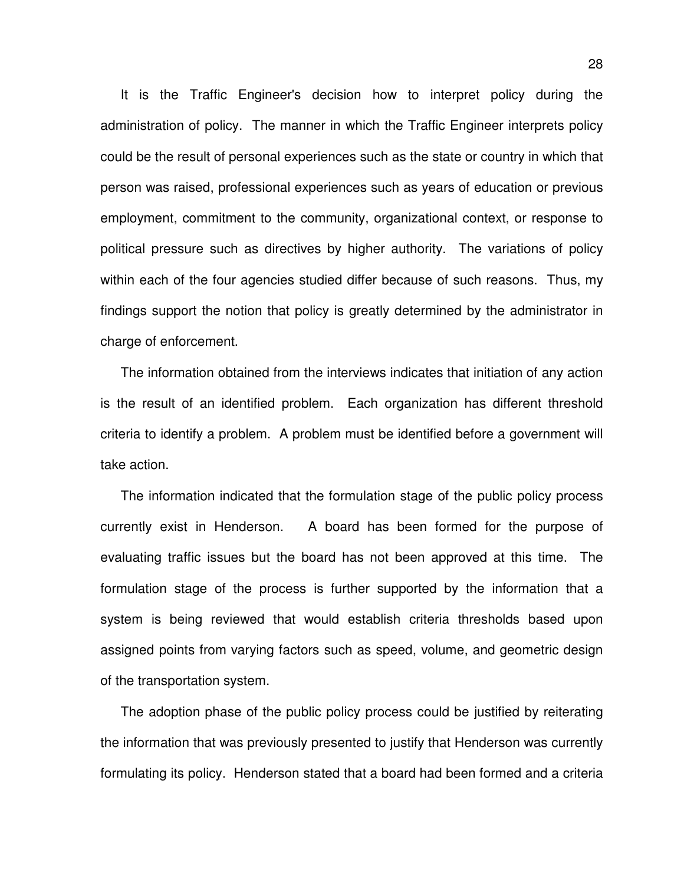It is the Traffic Engineer's decision how to interpret policy during the administration of policy. The manner in which the Traffic Engineer interprets policy could be the result of personal experiences such as the state or country in which that person was raised, professional experiences such as years of education or previous employment, commitment to the community, organizational context, or response to political pressure such as directives by higher authority. The variations of policy within each of the four agencies studied differ because of such reasons. Thus, my findings support the notion that policy is greatly determined by the administrator in charge of enforcement.

The information obtained from the interviews indicates that initiation of any action is the result of an identified problem. Each organization has different threshold criteria to identify a problem. A problem must be identified before a government will take action.

The information indicated that the formulation stage of the public policy process currently exist in Henderson. A board has been formed for the purpose of evaluating traffic issues but the board has not been approved at this time. The formulation stage of the process is further supported by the information that a system is being reviewed that would establish criteria thresholds based upon assigned points from varying factors such as speed, volume, and geometric design of the transportation system.

The adoption phase of the public policy process could be justified by reiterating the information that was previously presented to justify that Henderson was currently formulating its policy. Henderson stated that a board had been formed and a criteria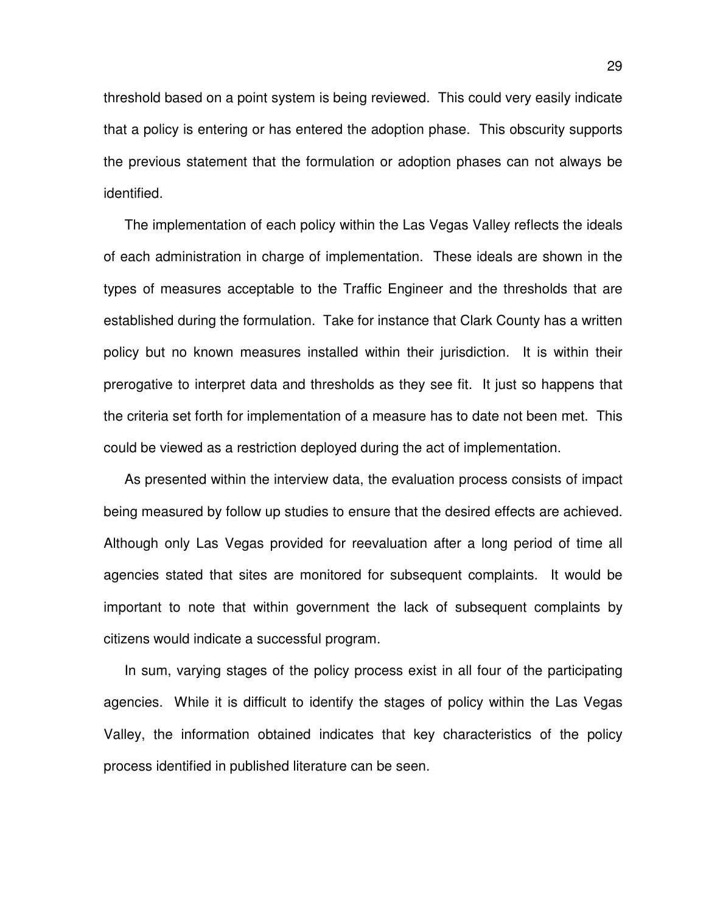threshold based on a point system is being reviewed. This could very easily indicate that a policy is entering or has entered the adoption phase. This obscurity supports the previous statement that the formulation or adoption phases can not always be identified.

The implementation of each policy within the Las Vegas Valley reflects the ideals of each administration in charge of implementation. These ideals are shown in the types of measures acceptable to the Traffic Engineer and the thresholds that are established during the formulation. Take for instance that Clark County has a written policy but no known measures installed within their jurisdiction. It is within their prerogative to interpret data and thresholds as they see fit. It just so happens that the criteria set forth for implementation of a measure has to date not been met. This could be viewed as a restriction deployed during the act of implementation.

As presented within the interview data, the evaluation process consists of impact being measured by follow up studies to ensure that the desired effects are achieved. Although only Las Vegas provided for reevaluation after a long period of time all agencies stated that sites are monitored for subsequent complaints. It would be important to note that within government the lack of subsequent complaints by citizens would indicate a successful program.

In sum, varying stages of the policy process exist in all four of the participating agencies. While it is difficult to identify the stages of policy within the Las Vegas Valley, the information obtained indicates that key characteristics of the policy process identified in published literature can be seen.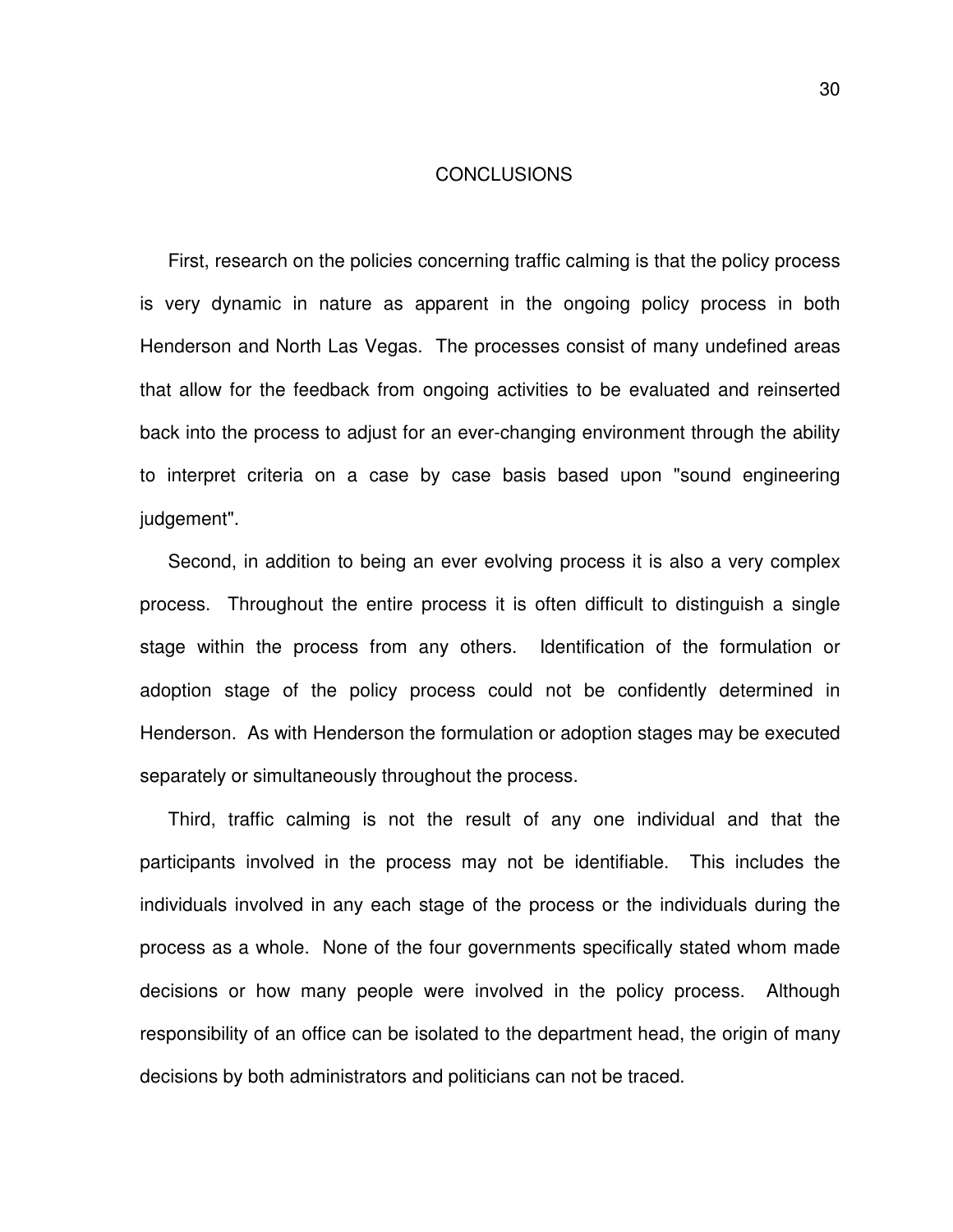# CONCLUSIONS

First, research on the policies concerning traffic calming is that the policy process is very dynamic in nature as apparent in the ongoing policy process in both Henderson and North Las Vegas. The processes consist of many undefined areas that allow for the feedback from ongoing activities to be evaluated and reinserted back into the process to adjust for an ever-changing environment through the ability to interpret criteria on a case by case basis based upon "sound engineering judgement".

Second, in addition to being an ever evolving process it is also a very complex process. Throughout the entire process it is often difficult to distinguish a single stage within the process from any others. Identification of the formulation or adoption stage of the policy process could not be confidently determined in Henderson. As with Henderson the formulation or adoption stages may be executed separately or simultaneously throughout the process.

Third, traffic calming is not the result of any one individual and that the participants involved in the process may not be identifiable. This includes the individuals involved in any each stage of the process or the individuals during the process as a whole. None of the four governments specifically stated whom made decisions or how many people were involved in the policy process. Although responsibility of an office can be isolated to the department head, the origin of many decisions by both administrators and politicians can not be traced.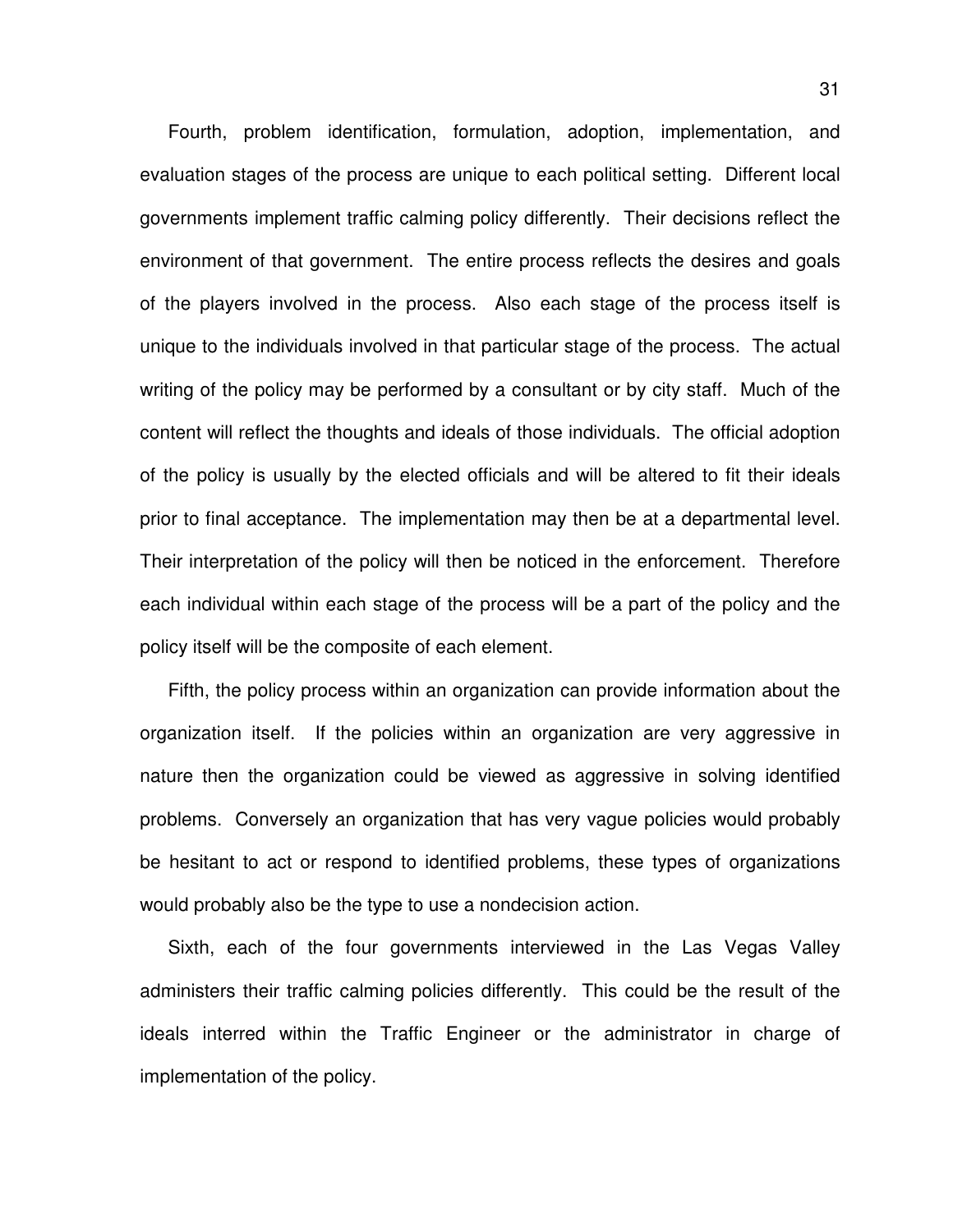Fourth, problem identification, formulation, adoption, implementation, and evaluation stages of the process are unique to each political setting. Different local governments implement traffic calming policy differently. Their decisions reflect the environment of that government. The entire process reflects the desires and goals of the players involved in the process. Also each stage of the process itself is unique to the individuals involved in that particular stage of the process. The actual writing of the policy may be performed by a consultant or by city staff. Much of the content will reflect the thoughts and ideals of those individuals. The official adoption of the policy is usually by the elected officials and will be altered to fit their ideals prior to final acceptance. The implementation may then be at a departmental level. Their interpretation of the policy will then be noticed in the enforcement. Therefore each individual within each stage of the process will be a part of the policy and the policy itself will be the composite of each element.

Fifth, the policy process within an organization can provide information about the organization itself. If the policies within an organization are very aggressive in nature then the organization could be viewed as aggressive in solving identified problems. Conversely an organization that has very vague policies would probably be hesitant to act or respond to identified problems, these types of organizations would probably also be the type to use a nondecision action.

Sixth, each of the four governments interviewed in the Las Vegas Valley administers their traffic calming policies differently. This could be the result of the ideals interred within the Traffic Engineer or the administrator in charge of implementation of the policy.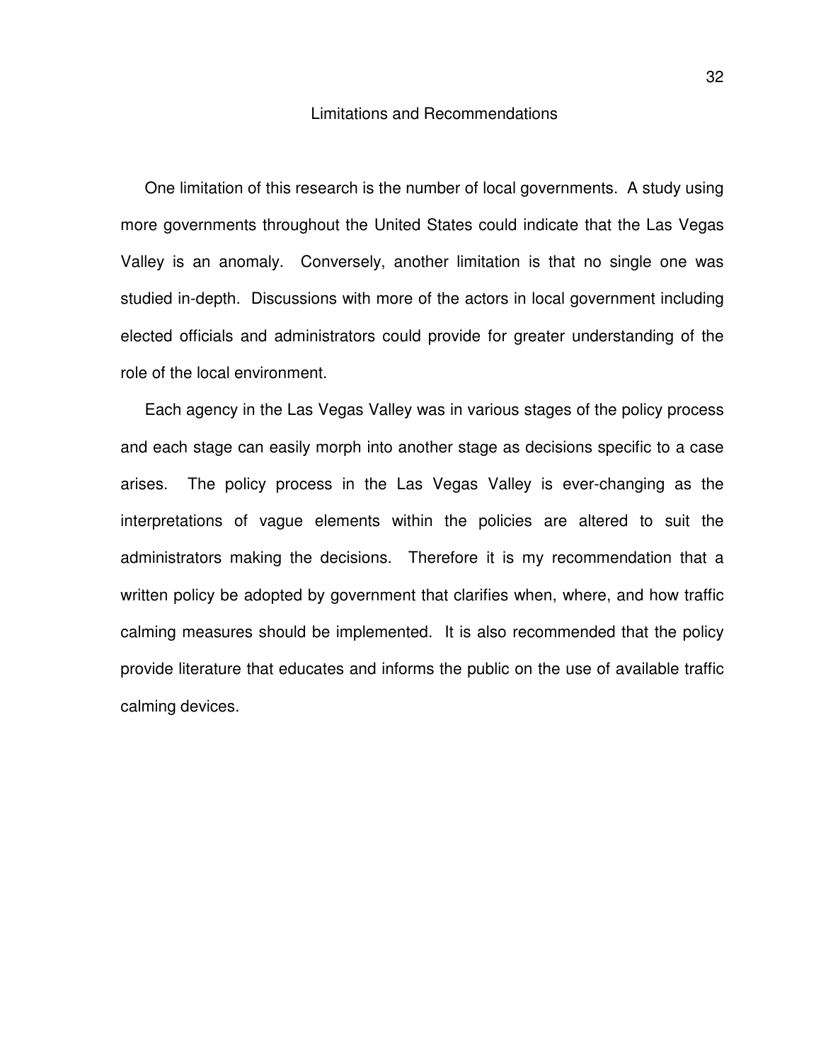## Limitations and Recommendations

One limitation of this research is the number of local governments. A study using more governments throughout the United States could indicate that the Las Vegas Valley is an anomaly. Conversely, another limitation is that no single one was studied in-depth. Discussions with more of the actors in local government including elected officials and administrators could provide for greater understanding of the role of the local environment.

Each agency in the Las Vegas Valley was in various stages of the policy process and each stage can easily morph into another stage as decisions specific to a case arises. The policy process in the Las Vegas Valley is ever-changing as the interpretations of vague elements within the policies are altered to suit the administrators making the decisions. Therefore it is my recommendation that a written policy be adopted by government that clarifies when, where, and how traffic calming measures should be implemented. It is also recommended that the policy provide literature that educates and informs the public on the use of available traffic calming devices.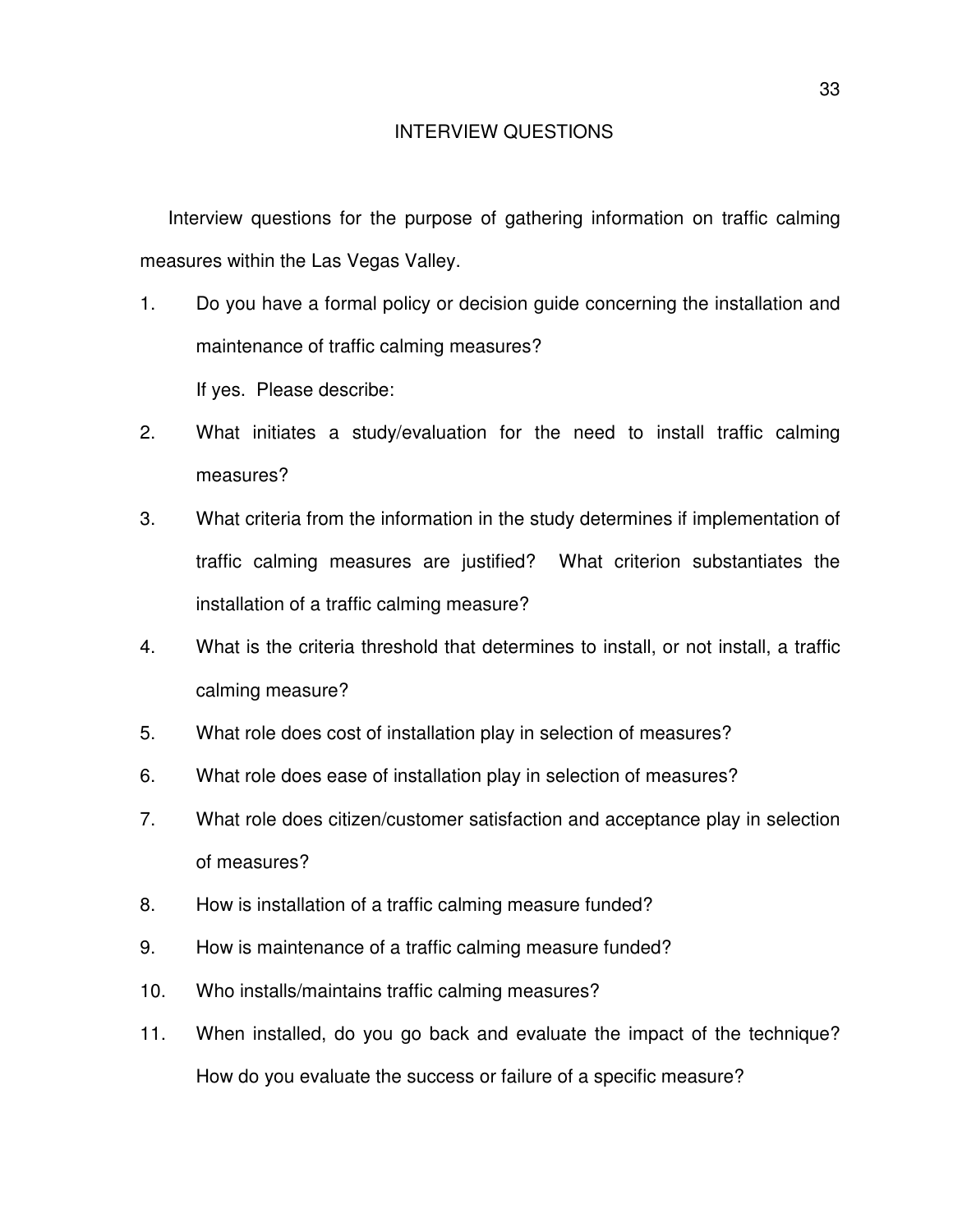# INTERVIEW QUESTIONS

Interview questions for the purpose of gathering information on traffic calming measures within the Las Vegas Valley.

1. Do you have a formal policy or decision guide concerning the installation and maintenance of traffic calming measures?

   If yes. Please describe:

2. What initiates a study/evaluation for the need to install traffic calming measures?
3. What criteria from the information in the study determines if implementation of traffic calming measures are justified? What criterion substantiates the installation of a traffic calming measure?
4. What is the criteria threshold that determines to install, or not install, a traffic calming measure?
5. What role does cost of installation play in selection of measures?
6. What role does ease of installation play in selection of measures?
7. What role does citizen/customer satisfaction and acceptance play in selection of measures?
8. How is installation of a traffic calming measure funded?
9. How is maintenance of a traffic calming measure funded?
10. Who installs/maintains traffic calming measures?
11. When installed, do you go back and evaluate the impact of the technique? How do you evaluate the success or failure of a specific measure?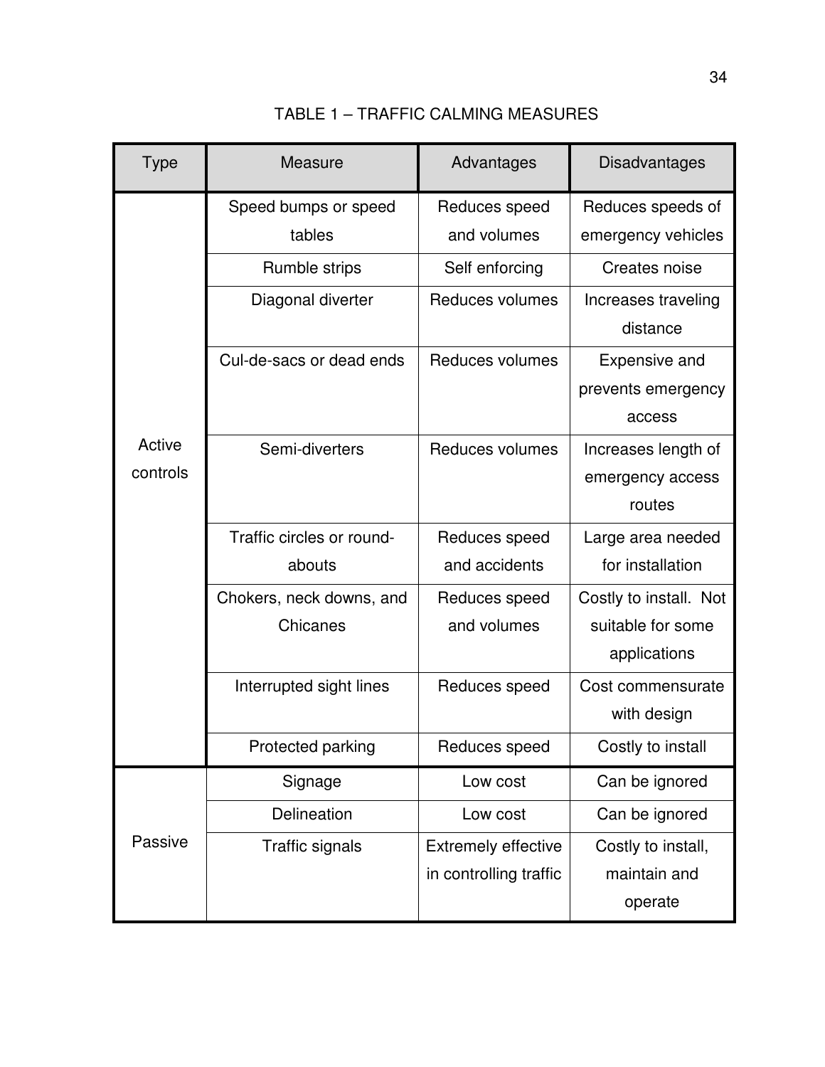TABLE 1 – TRAFFIC CALMING MEASURES

| Type | Measure | Advantages | Disadvantages |
|---|---|---|---|
| Active controls | Speed bumps or speed tables | Reduces speed and volumes | Reduces speeds of emergency vehicles |
| | Rumble strips | Self enforcing | Creates noise |
| | Diagonal diverter | Reduces volumes | Increases traveling distance |
| | Cul-de-sacs or dead ends | Reduces volumes | Expensive and prevents emergency access |
| | Semi-diverters | Reduces volumes | Increases length of emergency access routes |
| | Traffic circles or round-abouts | Reduces speed and accidents | Large area needed for installation |
| | Chokers, neck downs, and Chicanes | Reduces speed and volumes | Costly to install. Not suitable for some applications |
| | Interrupted sight lines | Reduces speed | Cost commensurate with design |
| | Protected parking | Reduces speed | Costly to install |
| Passive | Signage | Low cost | Can be ignored |
| | Delineation | Low cost | Can be ignored |
| | Traffic signals | Extremely effective in controlling traffic | Costly to install, maintain and operate |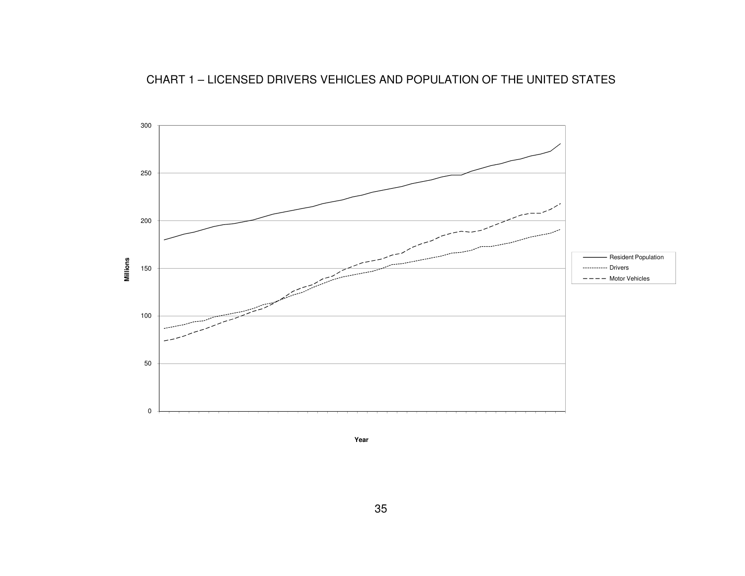# CHART 1 – LICENSED DRIVERS VEHICLES AND POPULATION OF THE UNITED STATES

Millions

300
250
200
150
100
50
0

Year

- Resident Population
- Drivers
- Motor Vehicles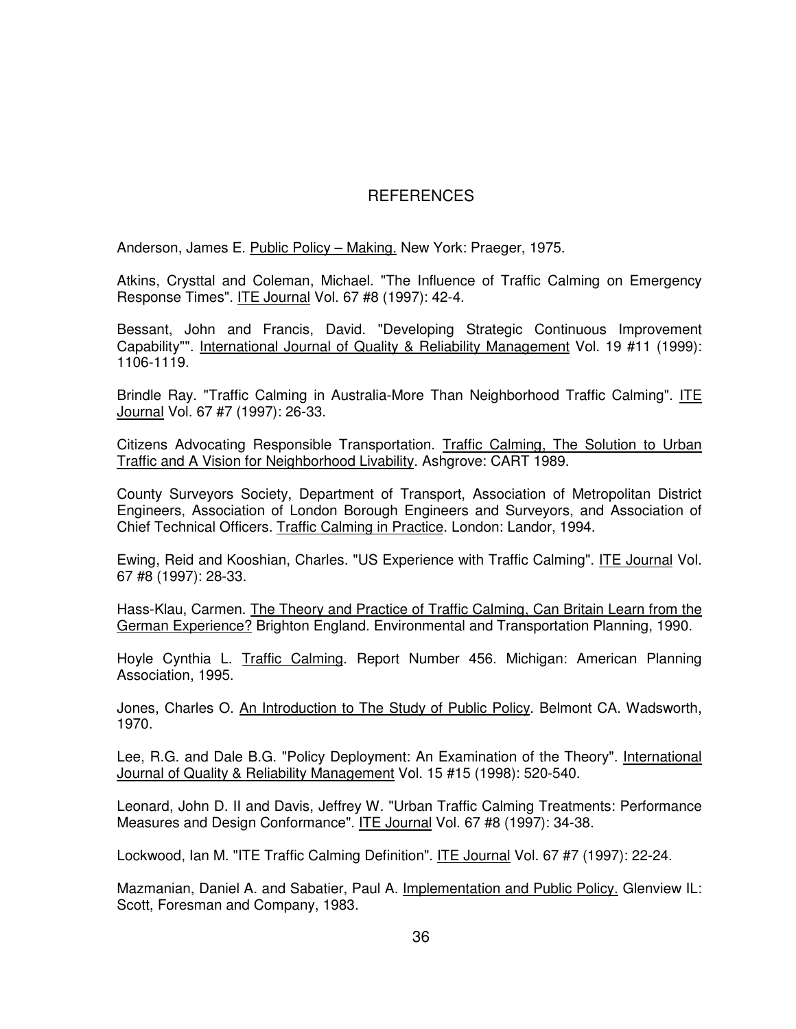# REFERENCES

Anderson, James E. Public Policy – Making. New York: Praeger, 1975.

Atkins, Crysttal and Coleman, Michael. "The Influence of Traffic Calming on Emergency Response Times". ITE Journal Vol. 67 #8 (1997): 42-4.

Bessant, John and Francis, David. "Developing Strategic Continuous Improvement Capability"". International Journal of Quality & Reliability Management Vol. 19 #11 (1999): 1106-1119.

Brindle Ray. "Traffic Calming in Australia-More Than Neighborhood Traffic Calming". ITE Journal Vol. 67 #7 (1997): 26-33.

Citizens Advocating Responsible Transportation. Traffic Calming, The Solution to Urban Traffic and A Vision for Neighborhood Livability. Ashgrove: CART 1989.

County Surveyors Society, Department of Transport, Association of Metropolitan District Engineers, Association of London Borough Engineers and Surveyors, and Association of Chief Technical Officers. Traffic Calming in Practice. London: Landor, 1994.

Ewing, Reid and Kooshian, Charles. "US Experience with Traffic Calming". ITE Journal Vol. 67 #8 (1997): 28-33.

Hass-Klau, Carmen. The Theory and Practice of Traffic Calming, Can Britain Learn from the German Experience? Brighton England. Environmental and Transportation Planning, 1990.

Hoyle Cynthia L. Traffic Calming. Report Number 456. Michigan: American Planning Association, 1995.

Jones, Charles O. An Introduction to The Study of Public Policy. Belmont CA. Wadsworth, 1970.

Lee, R.G. and Dale B.G. "Policy Deployment: An Examination of the Theory". International Journal of Quality & Reliability Management Vol. 15 #15 (1998): 520-540.

Leonard, John D. II and Davis, Jeffrey W. "Urban Traffic Calming Treatments: Performance Measures and Design Conformance". ITE Journal Vol. 67 #8 (1997): 34-38.

Lockwood, Ian M. "ITE Traffic Calming Definition". ITE Journal Vol. 67 #7 (1997): 22-24.

Mazmanian, Daniel A. and Sabatier, Paul A. Implementation and Public Policy. Glenview IL: Scott, Foresman and Company, 1983.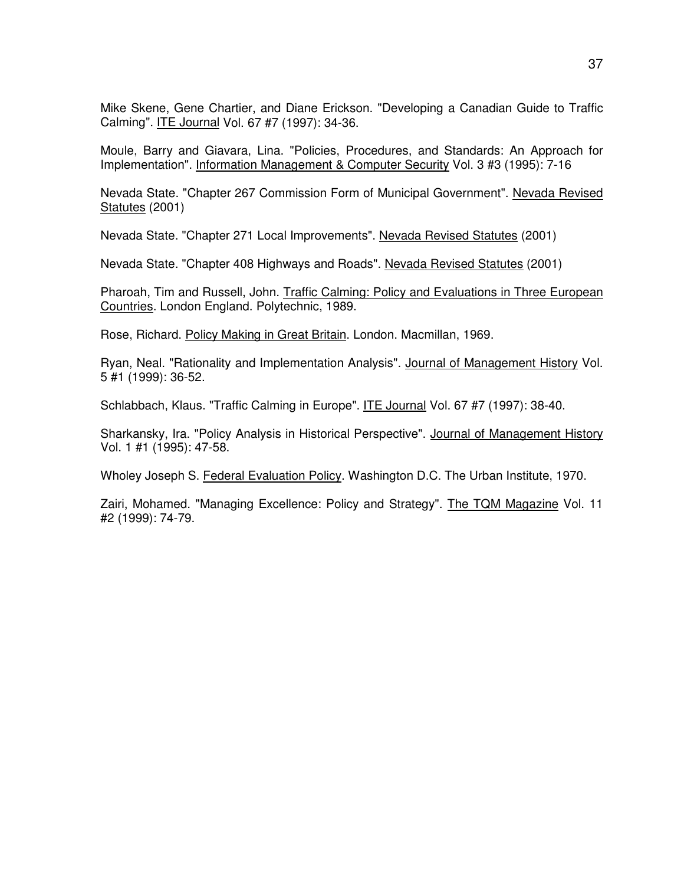Mike Skene, Gene Chartier, and Diane Erickson. "Developing a Canadian Guide to Traffic Calming". ITE Journal Vol. 67 #7 (1997): 34-36.

Moule, Barry and Giavara, Lina. "Policies, Procedures, and Standards: An Approach for Implementation". Information Management & Computer Security Vol. 3 #3 (1995): 7-16

Nevada State. "Chapter 267 Commission Form of Municipal Government". Nevada Revised Statutes (2001)

Nevada State. "Chapter 271 Local Improvements". Nevada Revised Statutes (2001)

Nevada State. "Chapter 408 Highways and Roads". Nevada Revised Statutes (2001)

Pharoah, Tim and Russell, John. Traffic Calming: Policy and Evaluations in Three European Countries. London England. Polytechnic, 1989.

Rose, Richard. Policy Making in Great Britain. London. Macmillan, 1969.

Ryan, Neal. "Rationality and Implementation Analysis". Journal of Management History Vol. 5 #1 (1999): 36-52.

Schlabbach, Klaus. "Traffic Calming in Europe". ITE Journal Vol. 67 #7 (1997): 38-40.

Sharkansky, Ira. "Policy Analysis in Historical Perspective". Journal of Management History Vol. 1 #1 (1995): 47-58.

Wholey Joseph S. Federal Evaluation Policy. Washington D.C. The Urban Institute, 1970.

Zairi, Mohamed. "Managing Excellence: Policy and Strategy". The TQM Magazine Vol. 11 #2 (1999): 74-79.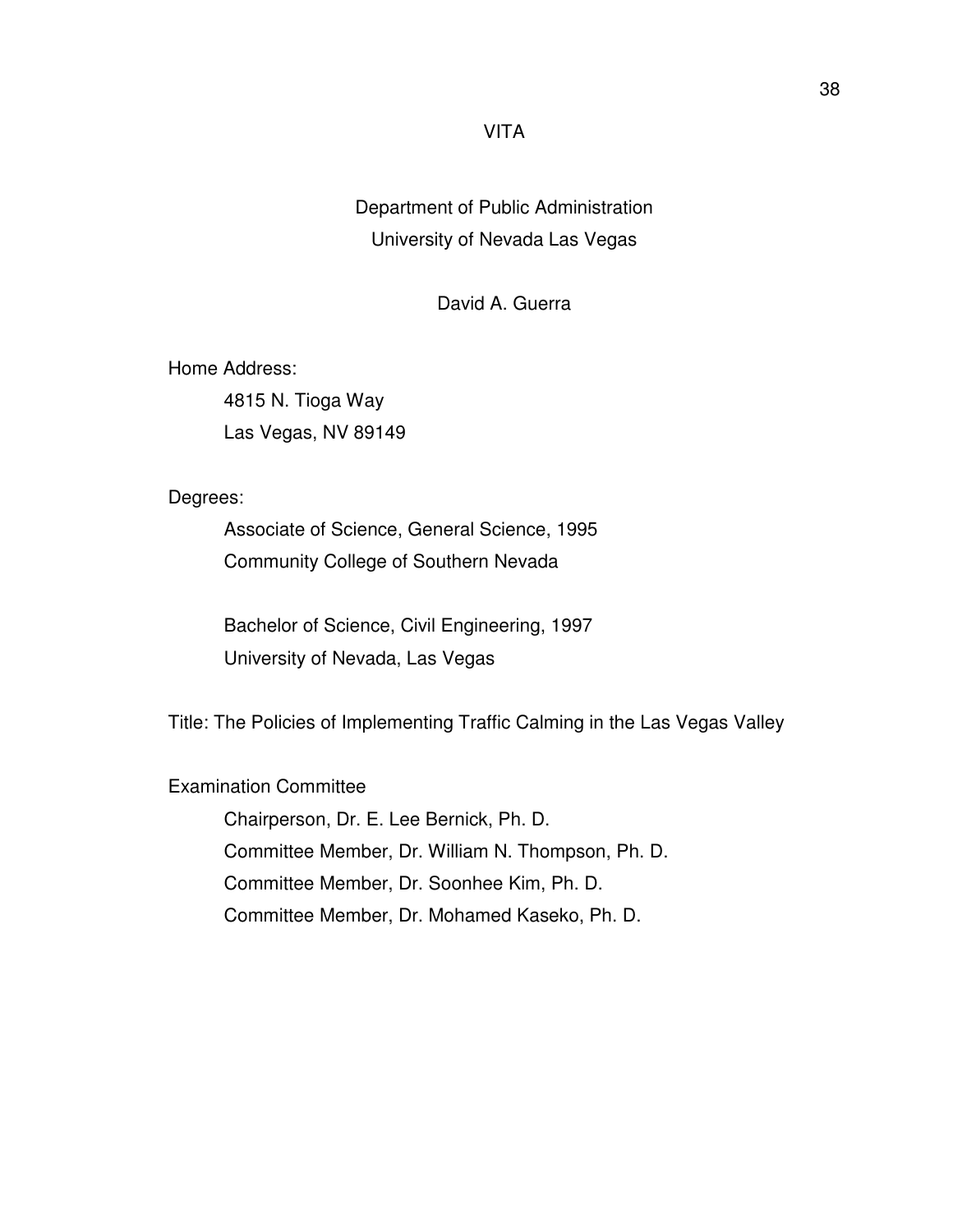# VITA

Department of Public Administration
University of Nevada Las Vegas

David A. Guerra

Home Address:

4815 N. Tioga Way
Las Vegas, NV 89149

Degrees:

Associate of Science, General Science, 1995
Community College of Southern Nevada

Bachelor of Science, Civil Engineering, 1997
University of Nevada, Las Vegas

Title: The Policies of Implementing Traffic Calming in the Las Vegas Valley

Examination Committee

Chairperson, Dr. E. Lee Bernick, Ph. D.
Committee Member, Dr. William N. Thompson, Ph. D.
Committee Member, Dr. Soonhee Kim, Ph. D.
Committee Member, Dr. Mohamed Kaseko, Ph. D.